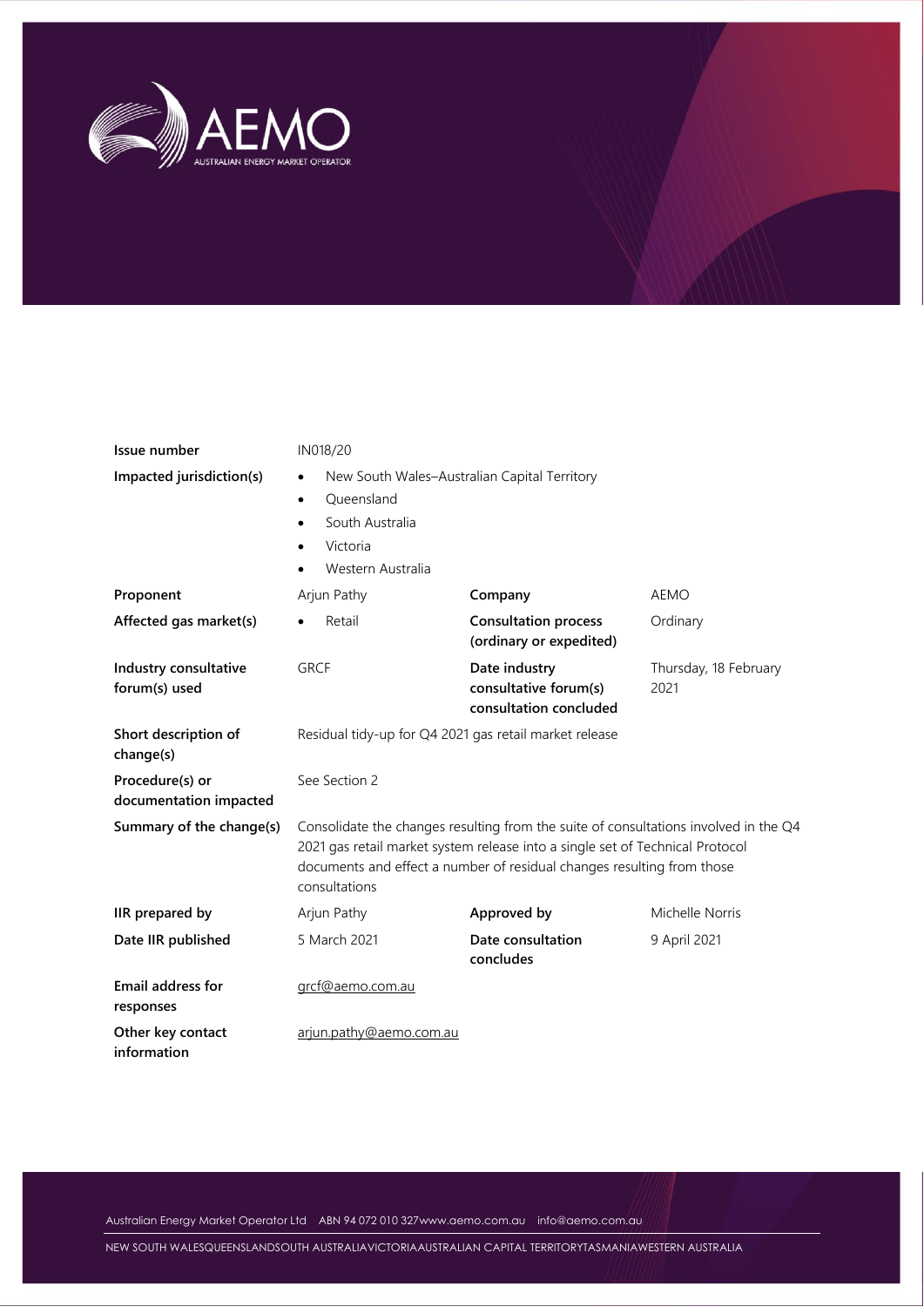| | | | |
|---|---|---|---|
| **Issue number** | IN018/20 | | |
| **Impacted jurisdiction(s)** | • New South Wales–Australian Capital Territory<br>• Queensland<br>• South Australia<br>• Victoria<br>• Western Australia | | |
| **Proponent** | Arjun Pathy | **Company** | AEMO |
| **Affected gas market(s)** | • Retail | **Consultation process (ordinary or expedited)** | Ordinary |
| **Industry consultative forum(s) used** | GRCF | **Date industry consultative forum(s) consultation concluded** | Thursday, 18 February 2021 |
| **Short description of change(s)** | Residual tidy-up for Q4 2021 gas retail market release | | |
| **Procedure(s) or documentation impacted** | See Section 2 | | |
| **Summary of the change(s)** | Consolidate the changes resulting from the suite of consultations involved in the Q4 2021 gas retail market system release into a single set of Technical Protocol documents and effect a number of residual changes resulting from those consultations | | |
| **IIR prepared by** | Arjun Pathy | **Approved by** | Michelle Norris |
| **Date IIR published** | 5 March 2021 | **Date consultation concludes** | 9 April 2021 |
| **Email address for responses** | grcf@aemo.com.au | | |
| **Other key contact information** | arjun.pathy@aemo.com.au | | |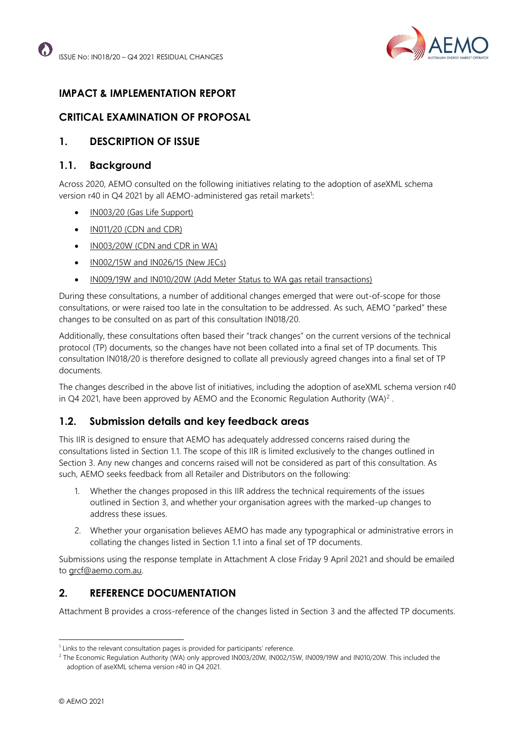# IMPACT & IMPLEMENTATION REPORT

# CRITICAL EXAMINATION OF PROPOSAL

## 1. DESCRIPTION OF ISSUE

### 1.1. Background

Across 2020, AEMO consulted on the following initiatives relating to the adoption of aseXML schema version r40 in Q4 2021 by all AEMO-administered gas retail markets[1]:

- IN003/20 (Gas Life Support)
- IN011/20 (CDN and CDR)
- IN003/20W (CDN and CDR in WA)
- IN002/15W and IN026/15 (New JECs)
- IN009/19W and IN010/20W (Add Meter Status to WA gas retail transactions)

During these consultations, a number of additional changes emerged that were out-of-scope for those consultations, or were raised too late in the consultation to be addressed. As such, AEMO "parked" these changes to be consulted on as part of this consultation IN018/20.

Additionally, these consultations often based their "track changes" on the current versions of the technical protocol (TP) documents, so the changes have not been collated into a final set of TP documents. This consultation IN018/20 is therefore designed to collate all previously agreed changes into a final set of TP documents.

The changes described in the above list of initiatives, including the adoption of aseXML schema version r40 in Q4 2021, have been approved by AEMO and the Economic Regulation Authority (WA)[2] .

### 1.2. Submission details and key feedback areas

This IIR is designed to ensure that AEMO has adequately addressed concerns raised during the consultations listed in Section 1.1. The scope of this IIR is limited exclusively to the changes outlined in Section 3. Any new changes and concerns raised will not be considered as part of this consultation. As such, AEMO seeks feedback from all Retailer and Distributors on the following:

1. Whether the changes proposed in this IIR address the technical requirements of the issues outlined in Section 3, and whether your organisation agrees with the marked-up changes to address these issues.
2. Whether your organisation believes AEMO has made any typographical or administrative errors in collating the changes listed in Section 1.1 into a final set of TP documents.

Submissions using the response template in Attachment A close Friday 9 April 2021 and should be emailed to grcf@aemo.com.au.

## 2. REFERENCE DOCUMENTATION

Attachment B provides a cross-reference of the changes listed in Section 3 and the affected TP documents.

[1] Links to the relevant consultation pages is provided for participants' reference.

[2] The Economic Regulation Authority (WA) only approved IN003/20W, IN002/15W, IN009/19W and IN010/20W. This included the adoption of aseXML schema version r40 in Q4 2021.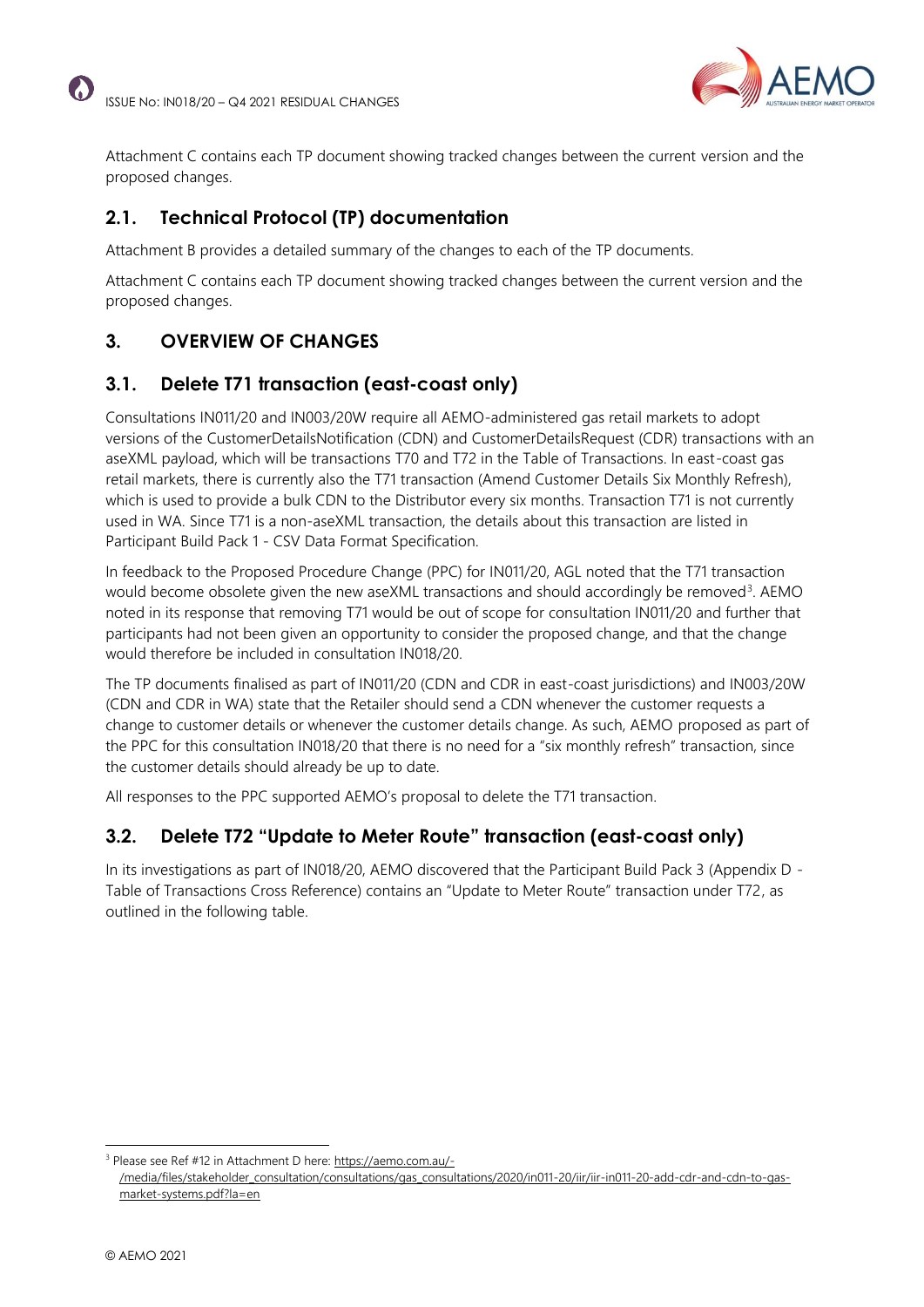Attachment C contains each TP document showing tracked changes between the current version and the proposed changes.

## 2.1. Technical Protocol (TP) documentation

Attachment B provides a detailed summary of the changes to each of the TP documents.

Attachment C contains each TP document showing tracked changes between the current version and the proposed changes.

# 3. OVERVIEW OF CHANGES

## 3.1. Delete T71 transaction (east-coast only)

Consultations IN011/20 and IN003/20W require all AEMO-administered gas retail markets to adopt versions of the CustomerDetailsNotification (CDN) and CustomerDetailsRequest (CDR) transactions with an aseXML payload, which will be transactions T70 and T72 in the Table of Transactions. In east-coast gas retail markets, there is currently also the T71 transaction (Amend Customer Details Six Monthly Refresh), which is used to provide a bulk CDN to the Distributor every six months. Transaction T71 is not currently used in WA. Since T71 is a non-aseXML transaction, the details about this transaction are listed in Participant Build Pack 1 - CSV Data Format Specification.

In feedback to the Proposed Procedure Change (PPC) for IN011/20, AGL noted that the T71 transaction would become obsolete given the new aseXML transactions and should accordingly be removed[3]. AEMO noted in its response that removing T71 would be out of scope for consultation IN011/20 and further that participants had not been given an opportunity to consider the proposed change, and that the change would therefore be included in consultation IN018/20.

The TP documents finalised as part of IN011/20 (CDN and CDR in east-coast jurisdictions) and IN003/20W (CDN and CDR in WA) state that the Retailer should send a CDN whenever the customer requests a change to customer details or whenever the customer details change. As such, AEMO proposed as part of the PPC for this consultation IN018/20 that there is no need for a "six monthly refresh" transaction, since the customer details should already be up to date.

All responses to the PPC supported AEMO's proposal to delete the T71 transaction.

## 3.2. Delete T72 "Update to Meter Route" transaction (east-coast only)

In its investigations as part of IN018/20, AEMO discovered that the Participant Build Pack 3 (Appendix D - Table of Transactions Cross Reference) contains an "Update to Meter Route" transaction under T72, as outlined in the following table.

---

[3] Please see Ref #12 in Attachment D here: https://aemo.com.au/-/media/files/stakeholder_consultation/consultations/gas_consultations/2020/in011-20/iir/iir-in011-20-add-cdr-and-cdn-to-gas-market-systems.pdf?la=en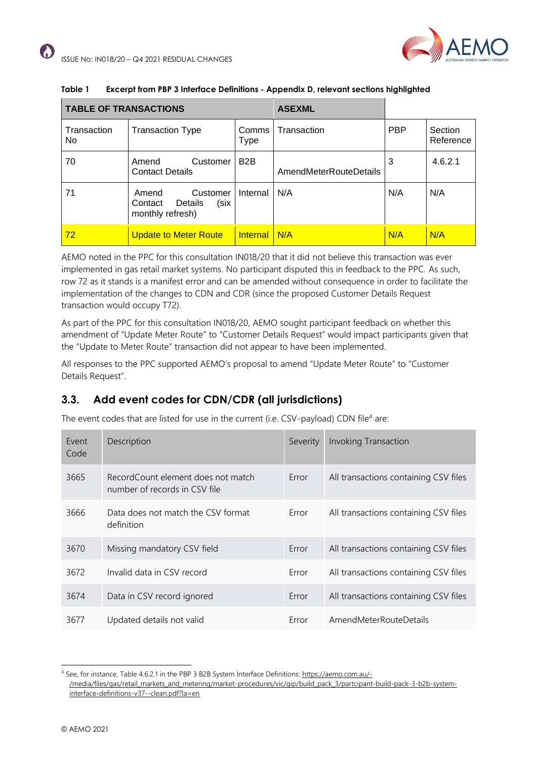**Table 1 Excerpt from PBP 3 Interface Definitions - Appendix D, relevant sections highlighted**

| TABLE OF TRANSACTIONS | | | ASEXML | | |
|---|---|---|---|---|---|
| Transaction No | Transaction Type | Comms Type | Transaction | PBP | Section Reference |
| 70 | Amend Customer Contact Details | B2B | AmendMeterRouteDetails | 3 | 4.6.2.1 |
| 71 | Amend Customer Contact Details (six monthly refresh) | Internal | N/A | N/A | N/A |
| 72 | Update to Meter Route | Internal | N/A | N/A | N/A |

AEMO noted in the PPC for this consultation IN018/20 that it did not believe this transaction was ever implemented in gas retail market systems. No participant disputed this in feedback to the PPC. As such, row 72 as it stands is a manifest error and can be amended without consequence in order to facilitate the implementation of the changes to CDN and CDR (since the proposed Customer Details Request transaction would occupy T72).

As part of the PPC for this consultation IN018/20, AEMO sought participant feedback on whether this amendment of "Update Meter Route" to "Customer Details Request" would impact participants given that the "Update to Meter Route" transaction did not appear to have been implemented.

All responses to the PPC supported AEMO's proposal to amend "Update Meter Route" to "Customer Details Request".

## 3.3. Add event codes for CDN/CDR (all jurisdictions)

The event codes that are listed for use in the current (i.e. CSV-payload) CDN file[4] are:

| Event Code | Description | Severity | Invoking Transaction |
|---|---|---|---|
| 3665 | RecordCount element does not match number of records in CSV file | Error | All transactions containing CSV files |
| 3666 | Data does not match the CSV format definition | Error | All transactions containing CSV files |
| 3670 | Missing mandatory CSV field | Error | All transactions containing CSV files |
| 3672 | Invalid data in CSV record | Error | All transactions containing CSV files |
| 3674 | Data in CSV record ignored | Error | All transactions containing CSV files |
| 3677 | Updated details not valid | Error | AmendMeterRouteDetails |

[4] See, for instance, Table 4.6.2.1 in the PBP 3 B2B System Interface Definitions: https://aemo.com.au/-/media/files/gas/retail_markets_and_metering/market-procedures/vic/gip/build_pack_3/partcipant-build-pack-3-b2b-system-interface-definitions-v37--clean.pdf?la=en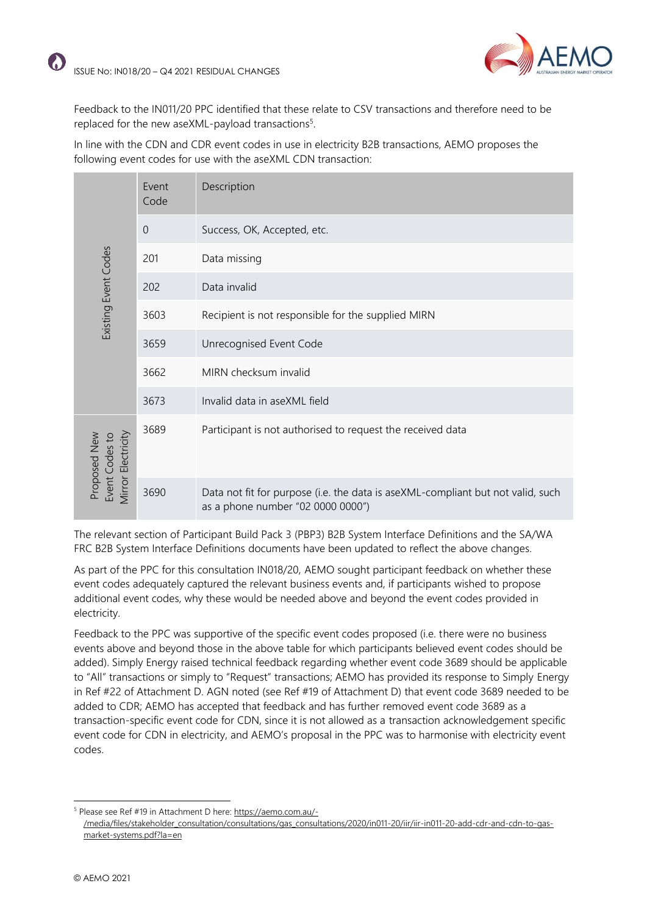Feedback to the IN011/20 PPC identified that these relate to CSV transactions and therefore need to be replaced for the new aseXML-payload transactions[5].

In line with the CDN and CDR event codes in use in electricity B2B transactions, AEMO proposes the following event codes for use with the aseXML CDN transaction:

| | Event Code | Description |
|---|---|---|
| Existing Event Codes | 0 | Success, OK, Accepted, etc. |
| | 201 | Data missing |
| | 202 | Data invalid |
| | 3603 | Recipient is not responsible for the supplied MIRN |
| | 3659 | Unrecognised Event Code |
| | 3662 | MIRN checksum invalid |
| | 3673 | Invalid data in aseXML field |
| Proposed New Event Codes to Mirror Electricity | 3689 | Participant is not authorised to request the received data |
| | 3690 | Data not fit for purpose (i.e. the data is aseXML-compliant but not valid, such as a phone number "02 0000 0000") |

The relevant section of Participant Build Pack 3 (PBP3) B2B System Interface Definitions and the SA/WA FRC B2B System Interface Definitions documents have been updated to reflect the above changes.

As part of the PPC for this consultation IN018/20, AEMO sought participant feedback on whether these event codes adequately captured the relevant business events and, if participants wished to propose additional event codes, why these would be needed above and beyond the event codes provided in electricity.

Feedback to the PPC was supportive of the specific event codes proposed (i.e. there were no business events above and beyond those in the above table for which participants believed event codes should be added). Simply Energy raised technical feedback regarding whether event code 3689 should be applicable to "All" transactions or simply to "Request" transactions; AEMO has provided its response to Simply Energy in Ref #22 of Attachment D. AGN noted (see Ref #19 of Attachment D) that event code 3689 needed to be added to CDR; AEMO has accepted that feedback and has further removed event code 3689 as a transaction-specific event code for CDN, since it is not allowed as a transaction acknowledgement specific event code for CDN in electricity, and AEMO's proposal in the PPC was to harmonise with electricity event codes.

[5] Please see Ref #19 in Attachment D here: https://aemo.com.au/-/media/files/stakeholder_consultation/consultations/gas_consultations/2020/in011-20/iir/iir-in011-20-add-cdr-and-cdn-to-gas-market-systems.pdf?la=en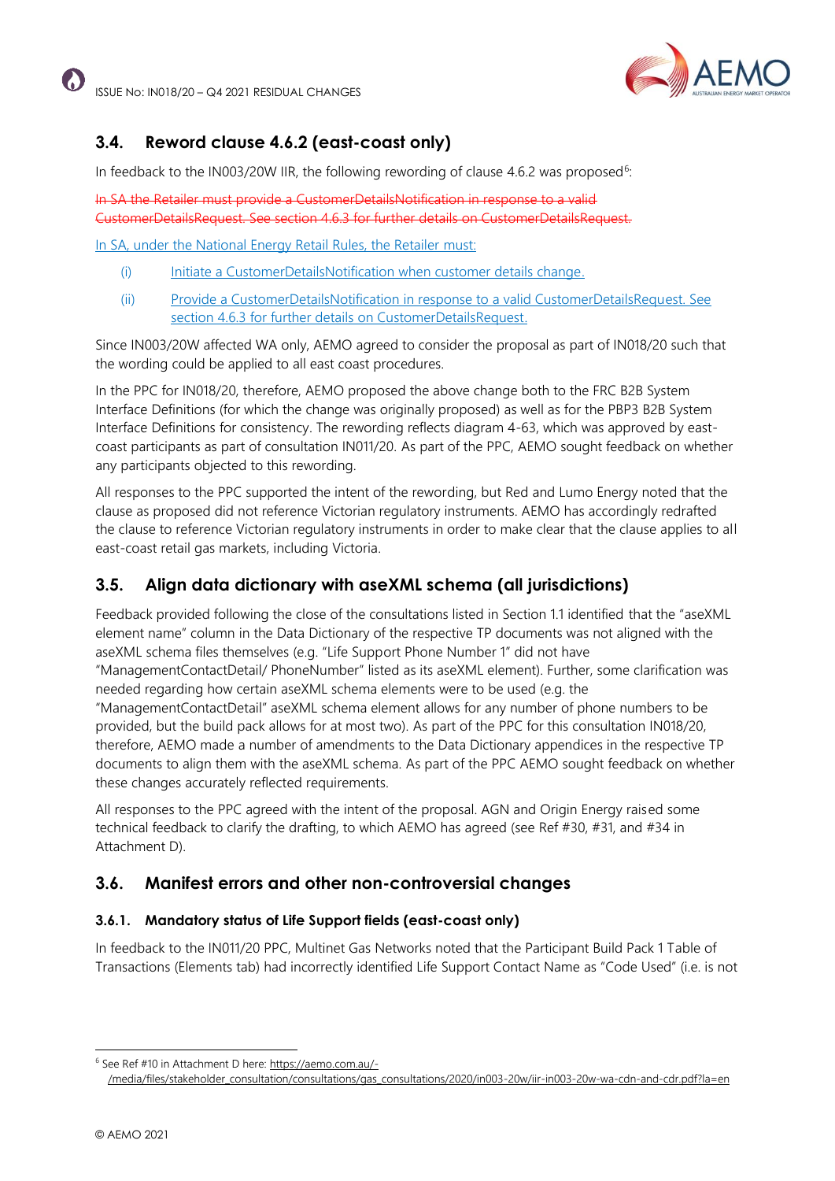## 3.4. Reword clause 4.6.2 (east-coast only)

In feedback to the IN003/20W IIR, the following rewording of clause 4.6.2 was proposed[6]:

~~In SA the Retailer must provide a CustomerDetailsNotification in response to a valid CustomerDetailsRequest. See section 4.6.3 for further details on CustomerDetailsRequest.~~

<u>In SA, under the National Energy Retail Rules, the Retailer must:</u>

(i) <u>Initiate a CustomerDetailsNotification when customer details change.</u>

(ii) <u>Provide a CustomerDetailsNotification in response to a valid CustomerDetailsRequest. See section 4.6.3 for further details on CustomerDetailsRequest.</u>

Since IN003/20W affected WA only, AEMO agreed to consider the proposal as part of IN018/20 such that the wording could be applied to all east coast procedures.

In the PPC for IN018/20, therefore, AEMO proposed the above change both to the FRC B2B System Interface Definitions (for which the change was originally proposed) as well as for the PBP3 B2B System Interface Definitions for consistency. The rewording reflects diagram 4-63, which was approved by east-coast participants as part of consultation IN011/20. As part of the PPC, AEMO sought feedback on whether any participants objected to this rewording.

All responses to the PPC supported the intent of the rewording, but Red and Lumo Energy noted that the clause as proposed did not reference Victorian regulatory instruments. AEMO has accordingly redrafted the clause to reference Victorian regulatory instruments in order to make clear that the clause applies to all east-coast retail gas markets, including Victoria.

## 3.5. Align data dictionary with aseXML schema (all jurisdictions)

Feedback provided following the close of the consultations listed in Section 1.1 identified that the "aseXML element name" column in the Data Dictionary of the respective TP documents was not aligned with the aseXML schema files themselves (e.g. "Life Support Phone Number 1" did not have "ManagementContactDetail/ PhoneNumber" listed as its aseXML element). Further, some clarification was needed regarding how certain aseXML schema elements were to be used (e.g. the "ManagementContactDetail" aseXML schema element allows for any number of phone numbers to be provided, but the build pack allows for at most two). As part of the PPC for this consultation IN018/20, therefore, AEMO made a number of amendments to the Data Dictionary appendices in the respective TP documents to align them with the aseXML schema. As part of the PPC AEMO sought feedback on whether these changes accurately reflected requirements.

All responses to the PPC agreed with the intent of the proposal. AGN and Origin Energy raised some technical feedback to clarify the drafting, to which AEMO has agreed (see Ref #30, #31, and #34 in Attachment D).

## 3.6. Manifest errors and other non-controversial changes

### 3.6.1. Mandatory status of Life Support fields (east-coast only)

In feedback to the IN011/20 PPC, Multinet Gas Networks noted that the Participant Build Pack 1 Table of Transactions (Elements tab) had incorrectly identified Life Support Contact Name as "Code Used" (i.e. is not

---

[6] See Ref #10 in Attachment D here: https://aemo.com.au/-/media/files/stakeholder_consultation/consultations/gas_consultations/2020/in003-20w/iir-in003-20w-wa-cdn-and-cdr.pdf?la=en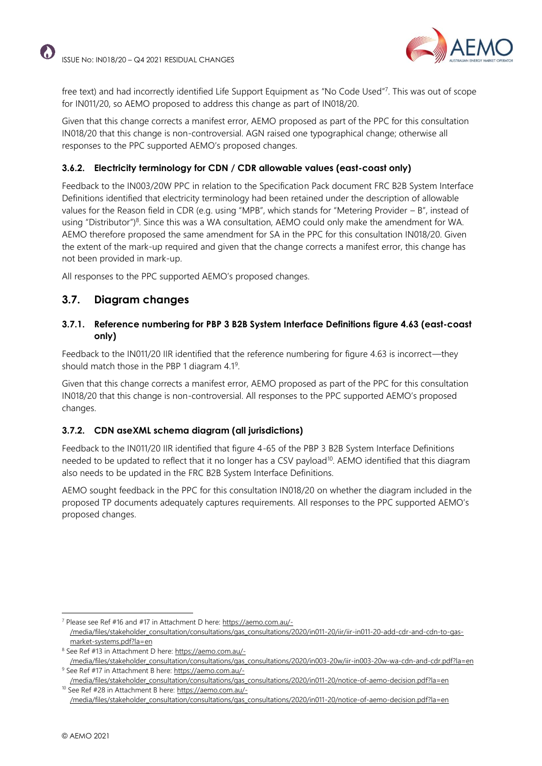free text) and had incorrectly identified Life Support Equipment as "No Code Used"[7]. This was out of scope for IN011/20, so AEMO proposed to address this change as part of IN018/20.

Given that this change corrects a manifest error, AEMO proposed as part of the PPC for this consultation IN018/20 that this change is non-controversial. AGN raised one typographical change; otherwise all responses to the PPC supported AEMO's proposed changes.

### 3.6.2. Electricity terminology for CDN / CDR allowable values (east-coast only)

Feedback to the IN003/20W PPC in relation to the Specification Pack document FRC B2B System Interface Definitions identified that electricity terminology had been retained under the description of allowable values for the Reason field in CDR (e.g. using "MPB", which stands for "Metering Provider – B", instead of using "Distributor")[8]. Since this was a WA consultation, AEMO could only make the amendment for WA. AEMO therefore proposed the same amendment for SA in the PPC for this consultation IN018/20. Given the extent of the mark-up required and given that the change corrects a manifest error, this change has not been provided in mark-up.

All responses to the PPC supported AEMO's proposed changes.

## 3.7. Diagram changes

### 3.7.1. Reference numbering for PBP 3 B2B System Interface Definitions figure 4.63 (east-coast only)

Feedback to the IN011/20 IIR identified that the reference numbering for figure 4.63 is incorrect—they should match those in the PBP 1 diagram 4.1[9].

Given that this change corrects a manifest error, AEMO proposed as part of the PPC for this consultation IN018/20 that this change is non-controversial. All responses to the PPC supported AEMO's proposed changes.

### 3.7.2. CDN aseXML schema diagram (all jurisdictions)

Feedback to the IN011/20 IIR identified that figure 4-65 of the PBP 3 B2B System Interface Definitions needed to be updated to reflect that it no longer has a CSV payload[10]. AEMO identified that this diagram also needs to be updated in the FRC B2B System Interface Definitions.

AEMO sought feedback in the PPC for this consultation IN018/20 on whether the diagram included in the proposed TP documents adequately captures requirements. All responses to the PPC supported AEMO's proposed changes.

---

[7] Please see Ref #16 and #17 in Attachment D here: https://aemo.com.au/-/media/files/stakeholder_consultation/consultations/gas_consultations/2020/in011-20/iir/iir-in011-20-add-cdr-and-cdn-to-gas-market-systems.pdf?la=en

[8] See Ref #13 in Attachment D here: https://aemo.com.au/-/media/files/stakeholder_consultation/consultations/gas_consultations/2020/in003-20w/iir-in003-20w-wa-cdn-and-cdr.pdf?la=en

[9] See Ref #17 in Attachment B here: https://aemo.com.au/-/media/files/stakeholder_consultation/consultations/gas_consultations/2020/in011-20/notice-of-aemo-decision.pdf?la=en

[10] See Ref #28 in Attachment B here: https://aemo.com.au/-/media/files/stakeholder_consultation/consultations/gas_consultations/2020/in011-20/notice-of-aemo-decision.pdf?la=en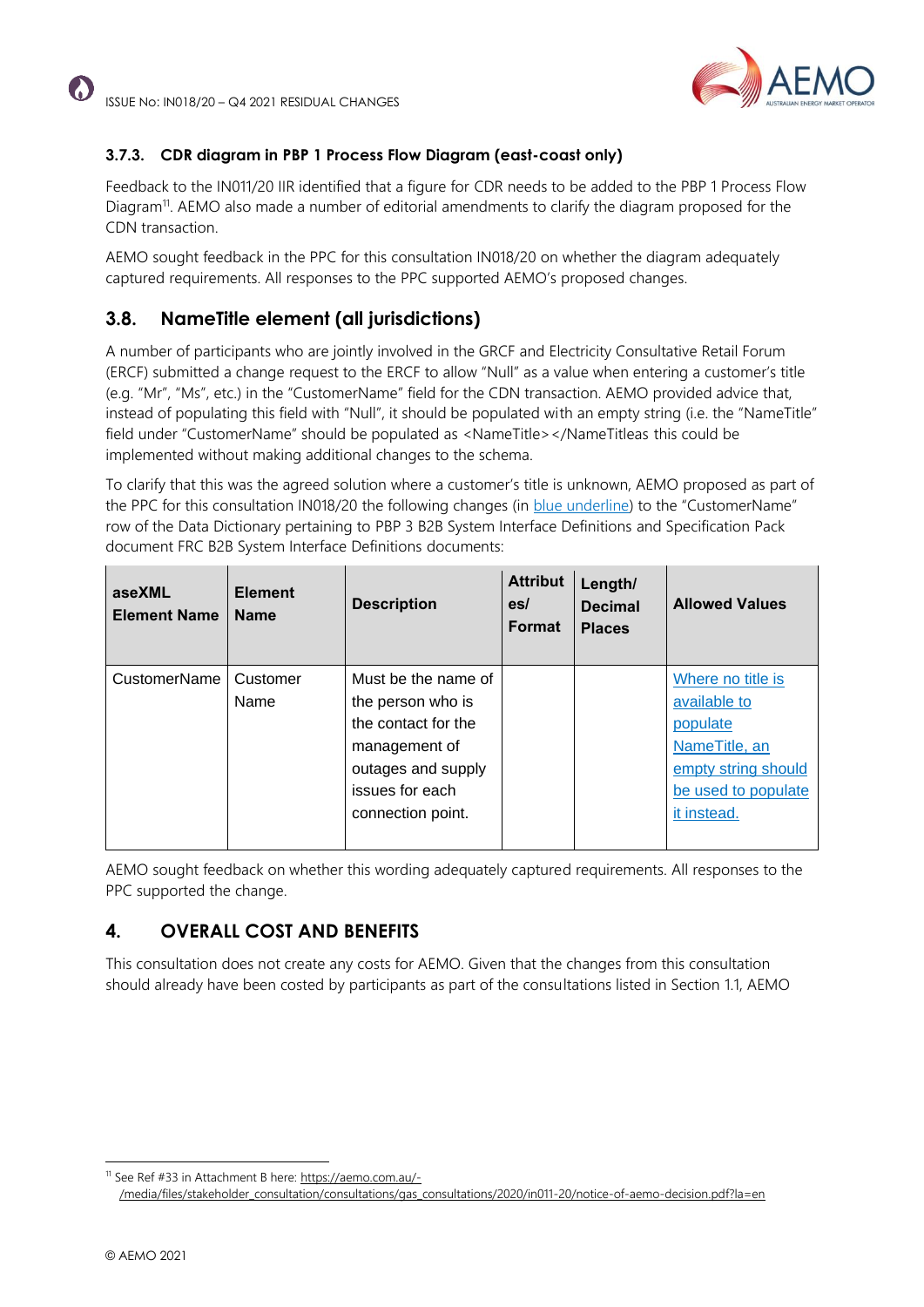### 3.7.3. CDR diagram in PBP 1 Process Flow Diagram (east-coast only)

Feedback to the IN011/20 IIR identified that a figure for CDR needs to be added to the PBP 1 Process Flow Diagram[11]. AEMO also made a number of editorial amendments to clarify the diagram proposed for the CDN transaction.

AEMO sought feedback in the PPC for this consultation IN018/20 on whether the diagram adequately captured requirements. All responses to the PPC supported AEMO's proposed changes.

## 3.8. NameTitle element (all jurisdictions)

A number of participants who are jointly involved in the GRCF and Electricity Consultative Retail Forum (ERCF) submitted a change request to the ERCF to allow "Null" as a value when entering a customer's title (e.g. "Mr", "Ms", etc.) in the "CustomerName" field for the CDN transaction. AEMO provided advice that, instead of populating this field with "Null", it should be populated with an empty string (i.e. the "NameTitle" field under "CustomerName" should be populated as <NameTitle></NameTitleas this could be implemented without making additional changes to the schema.

To clarify that this was the agreed solution where a customer's title is unknown, AEMO proposed as part of the PPC for this consultation IN018/20 the following changes (in blue underline) to the "CustomerName" row of the Data Dictionary pertaining to PBP 3 B2B System Interface Definitions and Specification Pack document FRC B2B System Interface Definitions documents:

| aseXML Element Name | Element Name | Description | Attributes/ Format | Length/ Decimal Places | Allowed Values |
|---|---|---|---|---|---|
| CustomerName | Customer Name | Must be the name of the person who is the contact for the management of outages and supply issues for each connection point. | | | Where no title is available to populate NameTitle, an empty string should be used to populate it instead. |

AEMO sought feedback on whether this wording adequately captured requirements. All responses to the PPC supported the change.

# 4. OVERALL COST AND BENEFITS

This consultation does not create any costs for AEMO. Given that the changes from this consultation should already have been costed by participants as part of the consultations listed in Section 1.1, AEMO

[11] See Ref #33 in Attachment B here: https://aemo.com.au/-/media/files/stakeholder_consultation/consultations/gas_consultations/2020/in011-20/notice-of-aemo-decision.pdf?la=en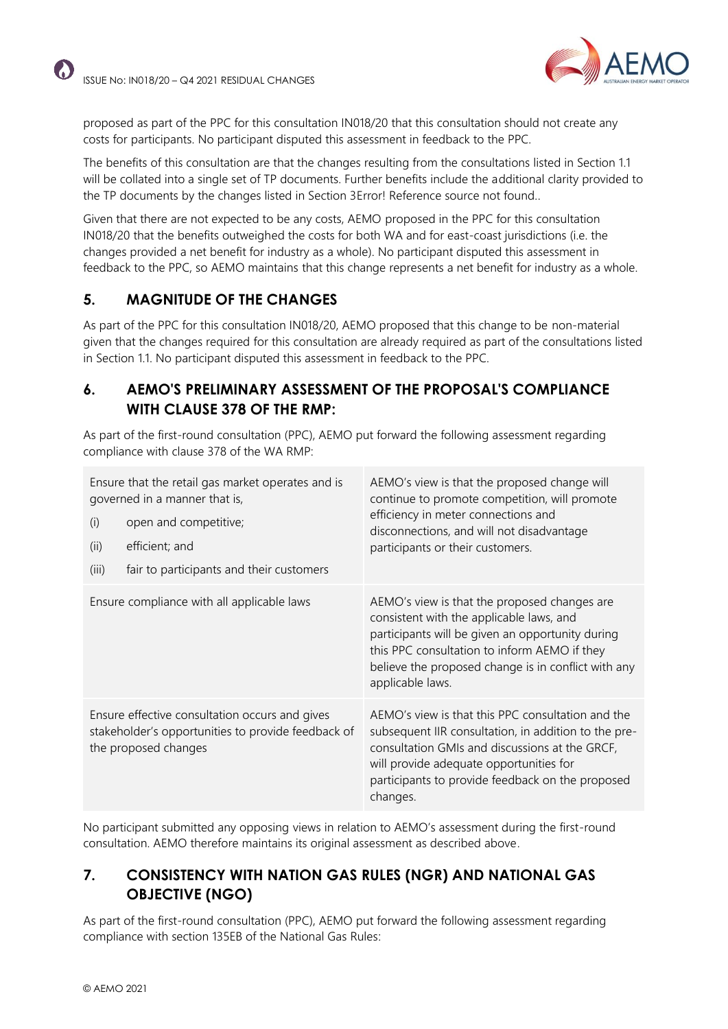proposed as part of the PPC for this consultation IN018/20 that this consultation should not create any costs for participants. No participant disputed this assessment in feedback to the PPC.

The benefits of this consultation are that the changes resulting from the consultations listed in Section 1.1 will be collated into a single set of TP documents. Further benefits include the additional clarity provided to the TP documents by the changes listed in Section 3Error! Reference source not found..

Given that there are not expected to be any costs, AEMO proposed in the PPC for this consultation IN018/20 that the benefits outweighed the costs for both WA and for east-coast jurisdictions (i.e. the changes provided a net benefit for industry as a whole). No participant disputed this assessment in feedback to the PPC, so AEMO maintains that this change represents a net benefit for industry as a whole.

## 5. MAGNITUDE OF THE CHANGES

As part of the PPC for this consultation IN018/20, AEMO proposed that this change to be non-material given that the changes required for this consultation are already required as part of the consultations listed in Section 1.1. No participant disputed this assessment in feedback to the PPC.

## 6. AEMO'S PRELIMINARY ASSESSMENT OF THE PROPOSAL'S COMPLIANCE WITH CLAUSE 378 OF THE RMP:

As part of the first-round consultation (PPC), AEMO put forward the following assessment regarding compliance with clause 378 of the WA RMP:

| | |
|---|---|
| Ensure that the retail gas market operates and is governed in a manner that is,<br>(i) open and competitive;<br>(ii) efficient; and<br>(iii) fair to participants and their customers | AEMO's view is that the proposed change will continue to promote competition, will promote efficiency in meter connections and disconnections, and will not disadvantage participants or their customers. |
| Ensure compliance with all applicable laws | AEMO's view is that the proposed changes are consistent with the applicable laws, and participants will be given an opportunity during this PPC consultation to inform AEMO if they believe the proposed change is in conflict with any applicable laws. |
| Ensure effective consultation occurs and gives stakeholder's opportunities to provide feedback of the proposed changes | AEMO's view is that this PPC consultation and the subsequent IIR consultation, in addition to the pre-consultation GMIs and discussions at the GRCF, will provide adequate opportunities for participants to provide feedback on the proposed changes. |

No participant submitted any opposing views in relation to AEMO's assessment during the first-round consultation. AEMO therefore maintains its original assessment as described above.

## 7. CONSISTENCY WITH NATION GAS RULES (NGR) AND NATIONAL GAS OBJECTIVE (NGO)

As part of the first-round consultation (PPC), AEMO put forward the following assessment regarding compliance with section 135EB of the National Gas Rules: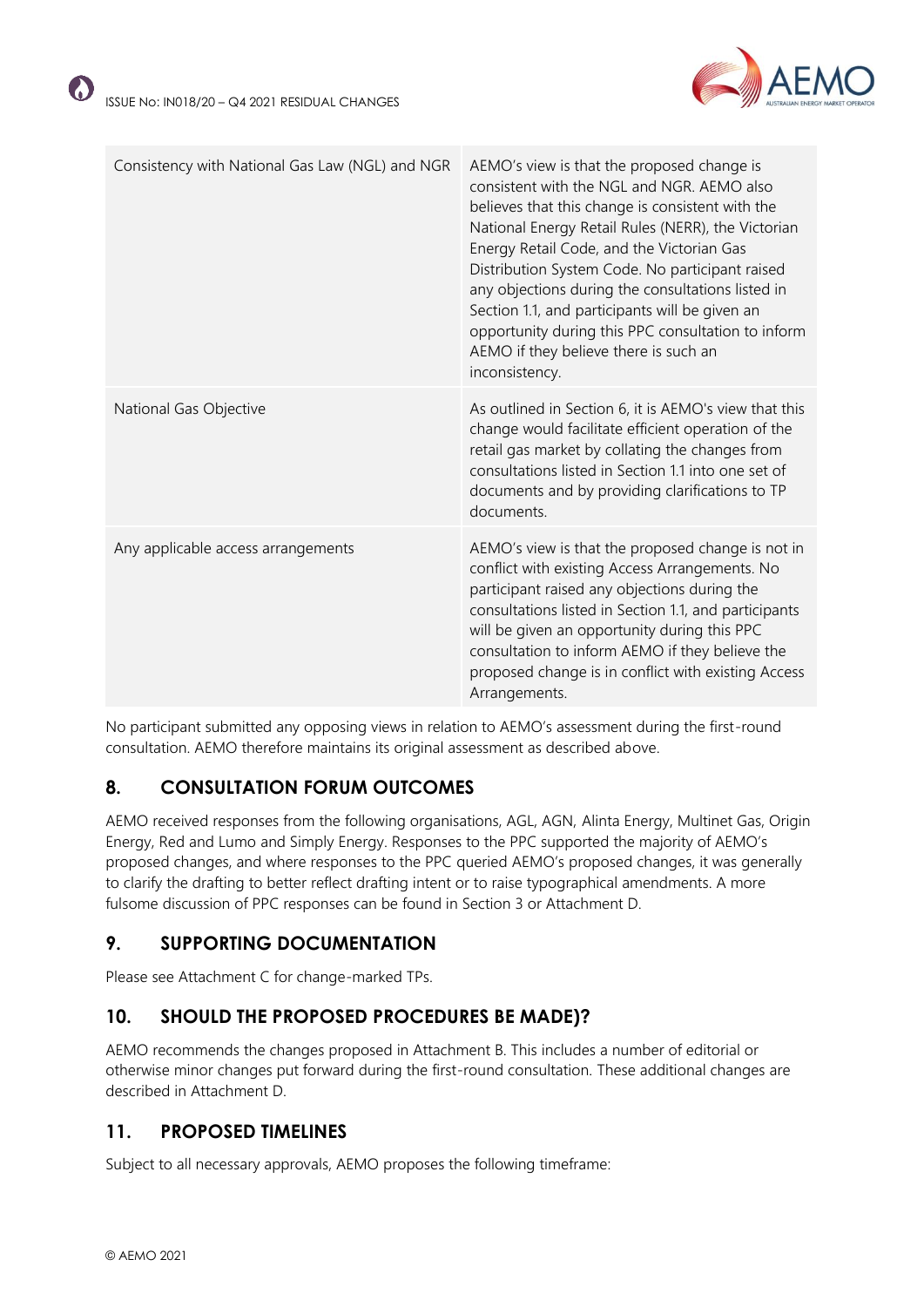| Consistency with National Gas Law (NGL) and NGR | AEMO's view is that the proposed change is consistent with the NGL and NGR. AEMO also believes that this change is consistent with the National Energy Retail Rules (NERR), the Victorian Energy Retail Code, and the Victorian Gas Distribution System Code. No participant raised any objections during the consultations listed in Section 1.1, and participants will be given an opportunity during this PPC consultation to inform AEMO if they believe there is such an inconsistency. |
|---|---|
| National Gas Objective | As outlined in Section 6, it is AEMO's view that this change would facilitate efficient operation of the retail gas market by collating the changes from consultations listed in Section 1.1 into one set of documents and by providing clarifications to TP documents. |
| Any applicable access arrangements | AEMO's view is that the proposed change is not in conflict with existing Access Arrangements. No participant raised any objections during the consultations listed in Section 1.1, and participants will be given an opportunity during this PPC consultation to inform AEMO if they believe the proposed change is in conflict with existing Access Arrangements. |

No participant submitted any opposing views in relation to AEMO's assessment during the first-round consultation. AEMO therefore maintains its original assessment as described above.

## 8. CONSULTATION FORUM OUTCOMES

AEMO received responses from the following organisations, AGL, AGN, Alinta Energy, Multinet Gas, Origin Energy, Red and Lumo and Simply Energy. Responses to the PPC supported the majority of AEMO's proposed changes, and where responses to the PPC queried AEMO's proposed changes, it was generally to clarify the drafting to better reflect drafting intent or to raise typographical amendments. A more fulsome discussion of PPC responses can be found in Section 3 or Attachment D.

## 9. SUPPORTING DOCUMENTATION

Please see Attachment C for change-marked TPs.

## 10. SHOULD THE PROPOSED PROCEDURES BE MADE)?

AEMO recommends the changes proposed in Attachment B. This includes a number of editorial or otherwise minor changes put forward during the first-round consultation. These additional changes are described in Attachment D.

## 11. PROPOSED TIMELINES

Subject to all necessary approvals, AEMO proposes the following timeframe: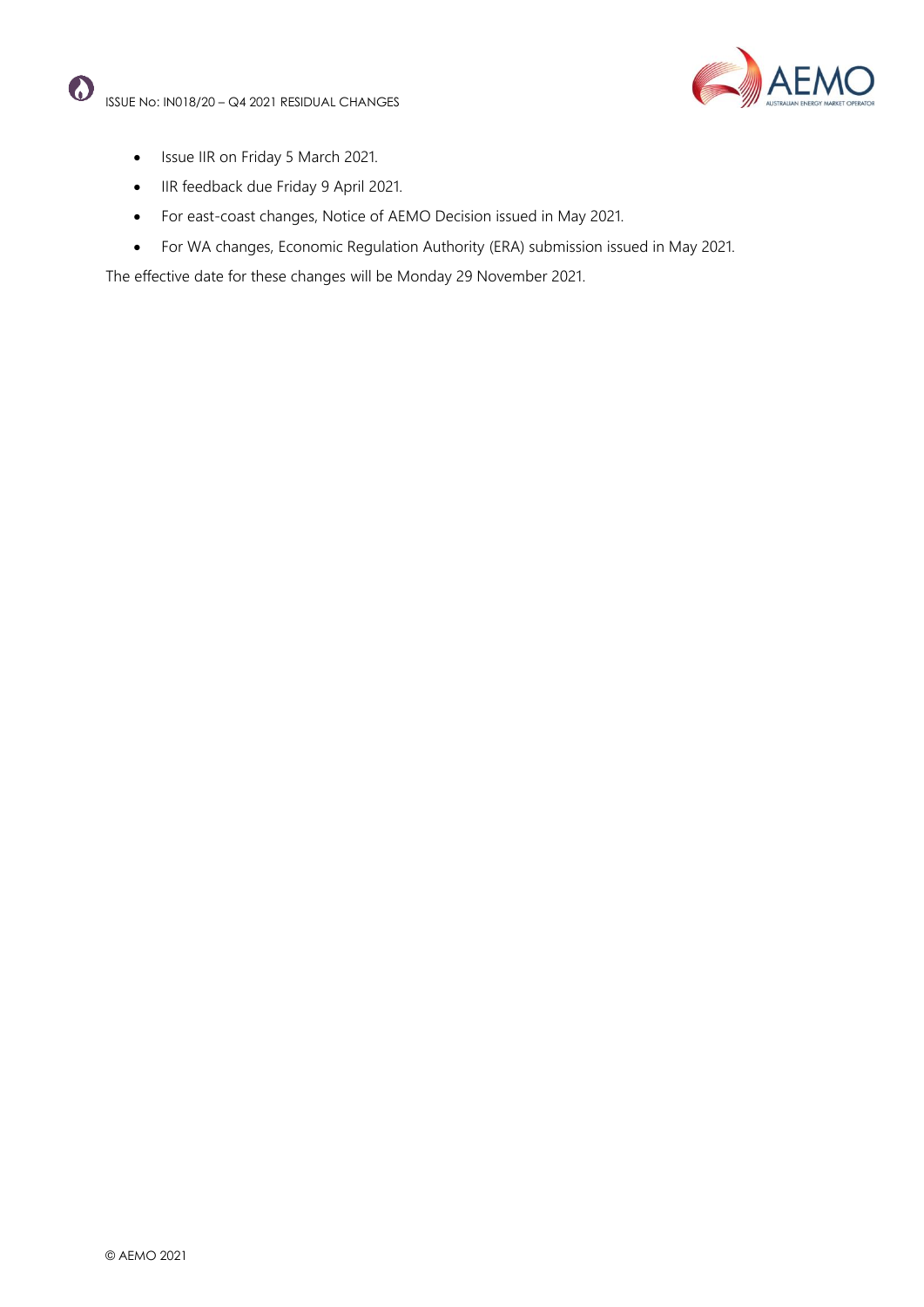- Issue IIR on Friday 5 March 2021.
- IIR feedback due Friday 9 April 2021.
- For east-coast changes, Notice of AEMO Decision issued in May 2021.
- For WA changes, Economic Regulation Authority (ERA) submission issued in May 2021.

The effective date for these changes will be Monday 29 November 2021.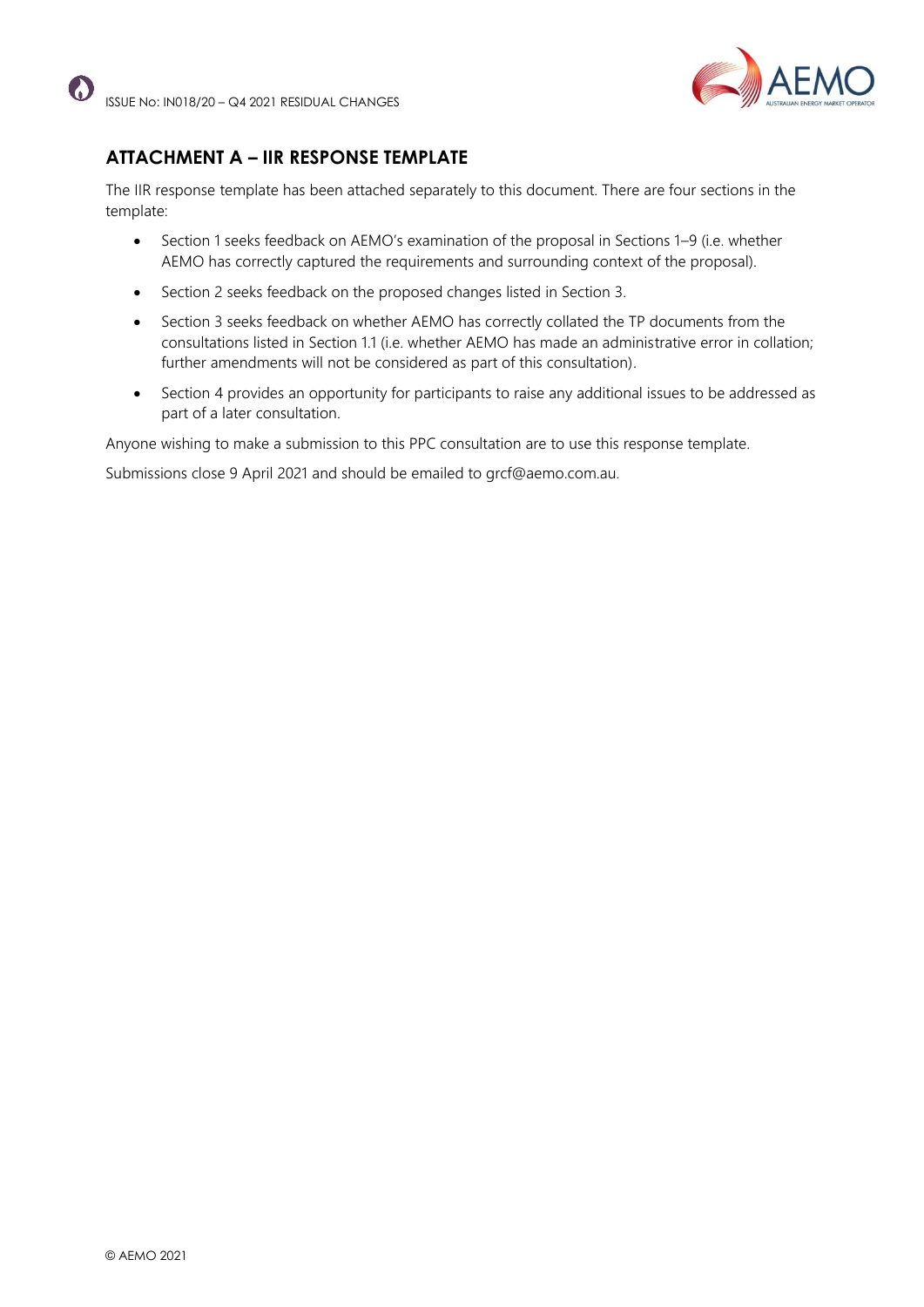## ATTACHMENT A – IIR RESPONSE TEMPLATE

The IIR response template has been attached separately to this document. There are four sections in the template:

- Section 1 seeks feedback on AEMO's examination of the proposal in Sections 1–9 (i.e. whether AEMO has correctly captured the requirements and surrounding context of the proposal).
- Section 2 seeks feedback on the proposed changes listed in Section 3.
- Section 3 seeks feedback on whether AEMO has correctly collated the TP documents from the consultations listed in Section 1.1 (i.e. whether AEMO has made an administrative error in collation; further amendments will not be considered as part of this consultation).
- Section 4 provides an opportunity for participants to raise any additional issues to be addressed as part of a later consultation.

Anyone wishing to make a submission to this PPC consultation are to use this response template.

Submissions close 9 April 2021 and should be emailed to grcf@aemo.com.au.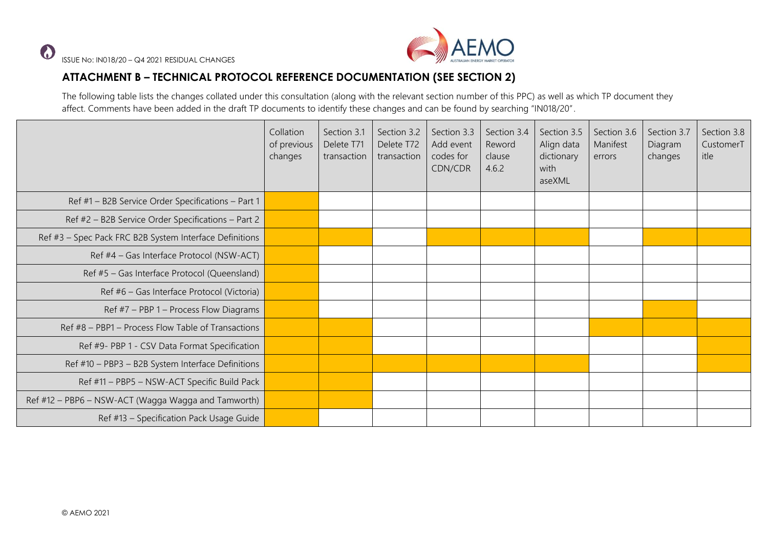## ATTACHMENT B – TECHNICAL PROTOCOL REFERENCE DOCUMENTATION (SEE SECTION 2)

The following table lists the changes collated under this consultation (along with the relevant section number of this PPC) as well as which TP document they affect. Comments have been added in the draft TP documents to identify these changes and can be found by searching "IN018/20".

| | Collation of previous changes | Section 3.1 Delete T71 transaction | Section 3.2 Delete T72 transaction | Section 3.3 Add event codes for CDN/CDR | Section 3.4 Reword clause 4.6.2 | Section 3.5 Align data dictionary with aseXML | Section 3.6 Manifest errors | Section 3.7 Diagram changes | Section 3.8 CustomerTitle |
|---|---|---|---|---|---|---|---|---|---|
| Ref #1 – B2B Service Order Specifications – Part 1 | X | | | | | | | | |
| Ref #2 – B2B Service Order Specifications – Part 2 | X | | | | | | | | |
| Ref #3 – Spec Pack FRC B2B System Interface Definitions | X | X | | X | X | X | | X | X |
| Ref #4 – Gas Interface Protocol (NSW-ACT) | X | | | | | | | | |
| Ref #5 – Gas Interface Protocol (Queensland) | X | | | | | | | | |
| Ref #6 – Gas Interface Protocol (Victoria) | X | | | | | | | | |
| Ref #7 – PBP 1 – Process Flow Diagrams | X | | | | | | | X | |
| Ref #8 – PBP1 – Process Flow Table of Transactions | X | X | | | | | X | X | X |
| Ref #9- PBP 1 - CSV Data Format Specification | X | X | | | | | | | X |
| Ref #10 – PBP3 – B2B System Interface Definitions | X | X | X | X | X | X | | | X |
| Ref #11 – PBP5 – NSW-ACT Specific Build Pack | X | X | | | | | | | |
| Ref #12 – PBP6 – NSW-ACT (Wagga Wagga and Tamworth) | X | X | | | | | | | |
| Ref #13 – Specification Pack Usage Guide | X | | | | | | | | |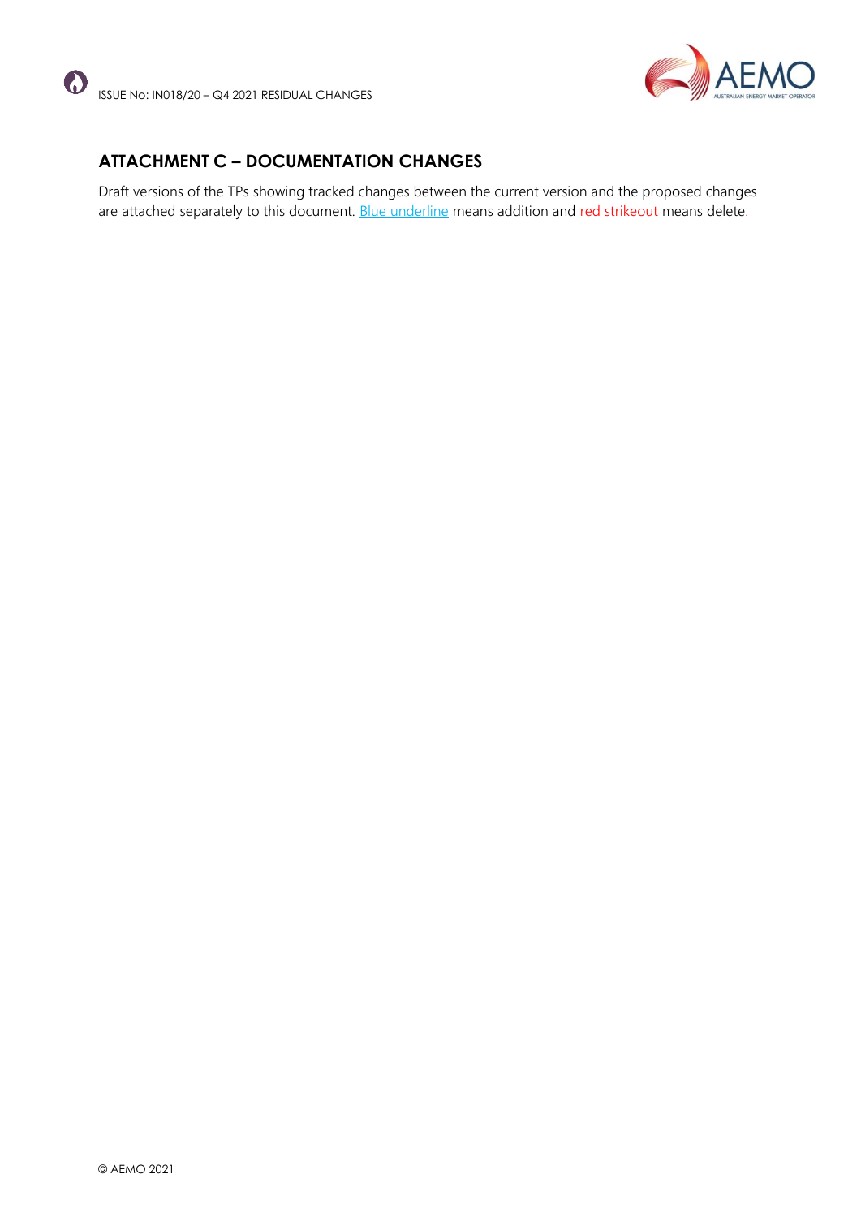## ATTACHMENT C – DOCUMENTATION CHANGES

Draft versions of the TPs showing tracked changes between the current version and the proposed changes are attached separately to this document. Blue underline means addition and ~~red strikeout~~ means delete.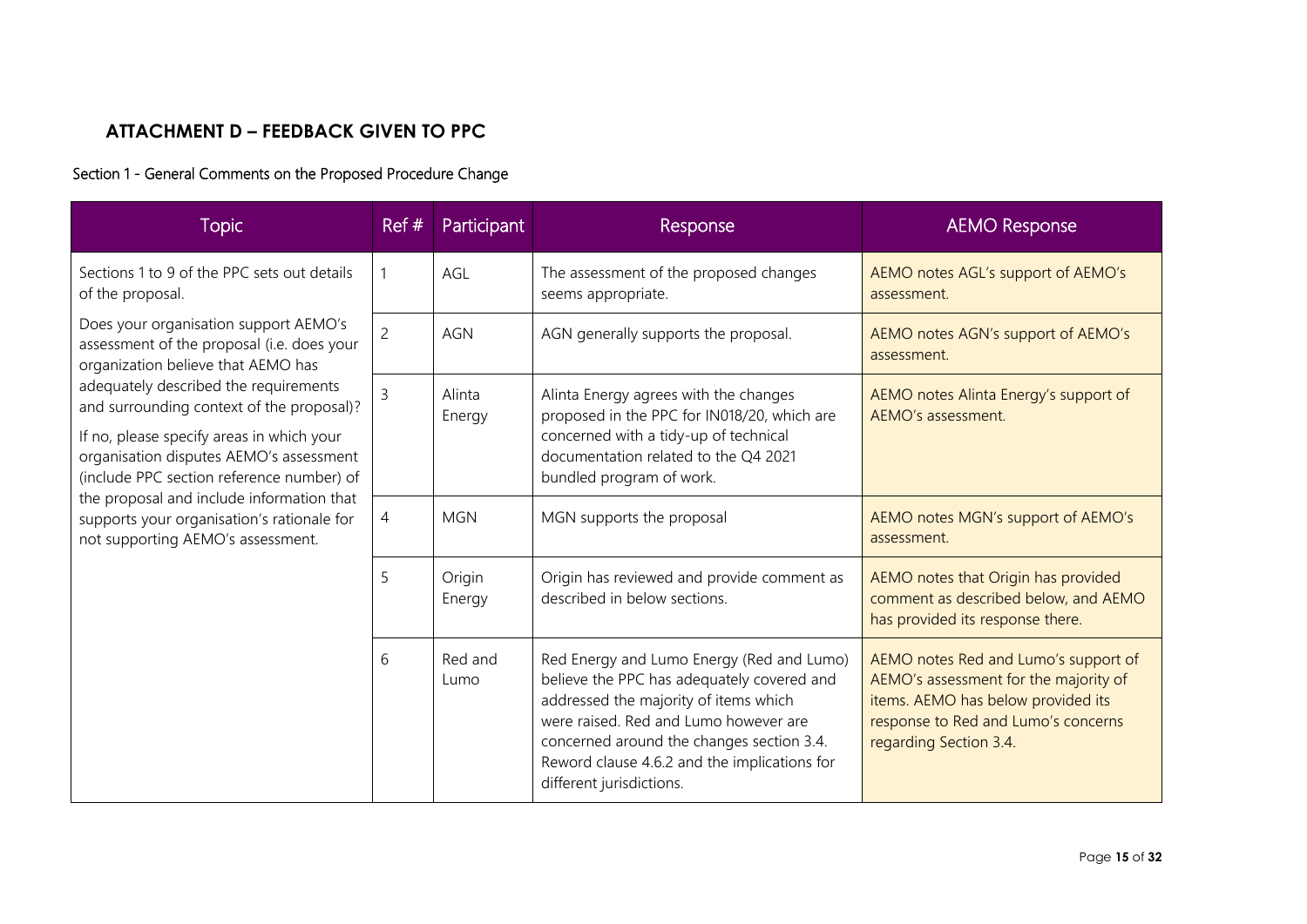## ATTACHMENT D – FEEDBACK GIVEN TO PPC

### Section 1 - General Comments on the Proposed Procedure Change

| Topic | Ref # | Participant | Response | AEMO Response |
|---|---|---|---|---|
| Sections 1 to 9 of the PPC sets out details of the proposal.<br><br>Does your organisation support AEMO's assessment of the proposal (i.e. does your organization believe that AEMO has adequately described the requirements and surrounding context of the proposal)?<br><br>If no, please specify areas in which your organisation disputes AEMO's assessment (include PPC section reference number) of the proposal and include information that supports your organisation's rationale for not supporting AEMO's assessment. | 1 | AGL | The assessment of the proposed changes seems appropriate. | AEMO notes AGL's support of AEMO's assessment. |
| | 2 | AGN | AGN generally supports the proposal. | AEMO notes AGN's support of AEMO's assessment. |
| | 3 | Alinta Energy | Alinta Energy agrees with the changes proposed in the PPC for IN018/20, which are concerned with a tidy-up of technical documentation related to the Q4 2021 bundled program of work. | AEMO notes Alinta Energy's support of AEMO's assessment. |
| | 4 | MGN | MGN supports the proposal | AEMO notes MGN's support of AEMO's assessment. |
| | 5 | Origin Energy | Origin has reviewed and provide comment as described in below sections. | AEMO notes that Origin has provided comment as described below, and AEMO has provided its response there. |
| | 6 | Red and Lumo | Red Energy and Lumo Energy (Red and Lumo) believe the PPC has adequately covered and addressed the majority of items which were raised. Red and Lumo however are concerned around the changes section 3.4. Reword clause 4.6.2 and the implications for different jurisdictions. | AEMO notes Red and Lumo's support of AEMO's assessment for the majority of items. AEMO has below provided its response to Red and Lumo's concerns regarding Section 3.4. |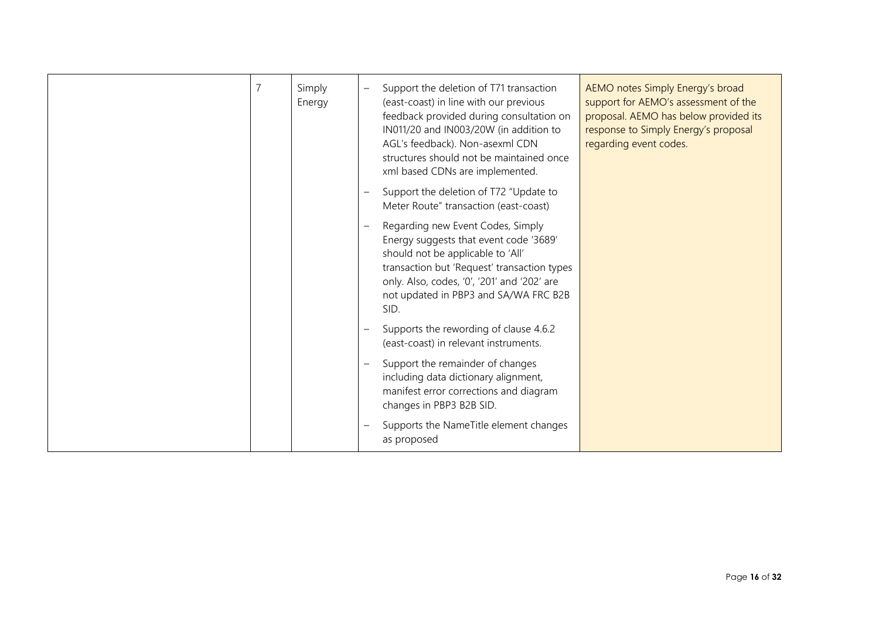| | | | | |
|---|---|---|---|---|
| | 7 | Simply Energy | – Support the deletion of T71 transaction (east-coast) in line with our previous feedback provided during consultation on IN011/20 and IN003/20W (in addition to AGL's feedback). Non-asexml CDN structures should not be maintained once xml based CDNs are implemented.<br>– Support the deletion of T72 "Update to Meter Route" transaction (east-coast)<br>– Regarding new Event Codes, Simply Energy suggests that event code '3689' should not be applicable to 'All' transaction but 'Request' transaction types only. Also, codes, '0', '201' and '202' are not updated in PBP3 and SA/WA FRC B2B SID.<br>– Supports the rewording of clause 4.6.2 (east-coast) in relevant instruments.<br>– Support the remainder of changes including data dictionary alignment, manifest error corrections and diagram changes in PBP3 B2B SID.<br>– Supports the NameTitle element changes as proposed | AEMO notes Simply Energy's broad support for AEMO's assessment of the proposal. AEMO has below provided its response to Simply Energy's proposal regarding event codes. |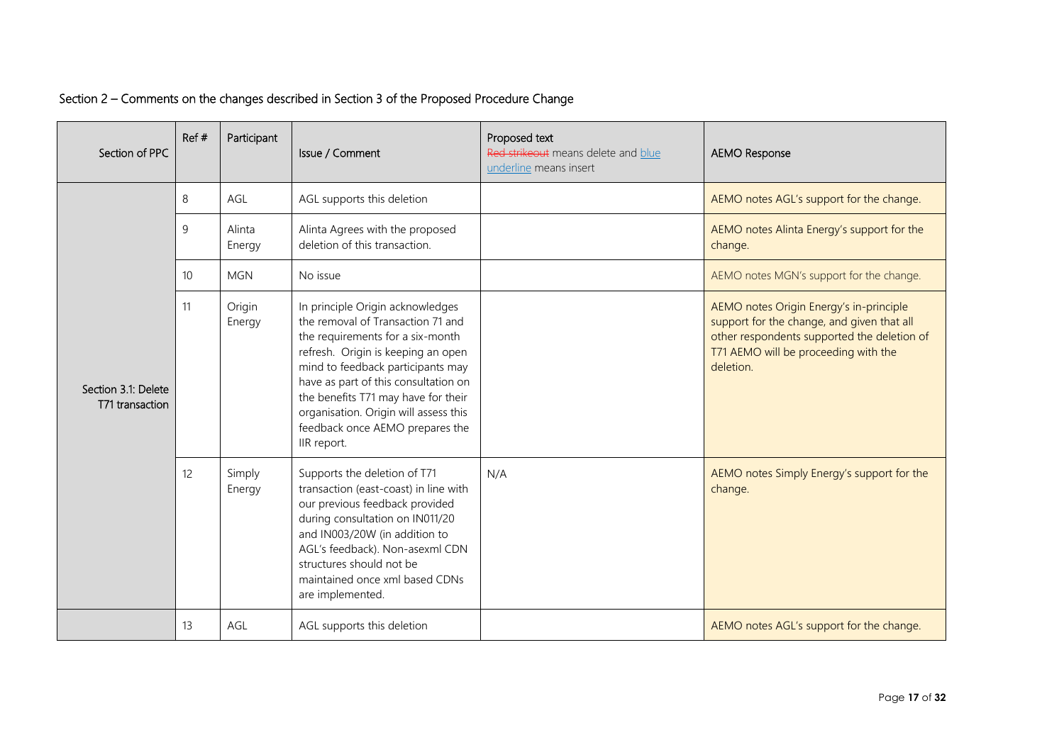Section 2 – Comments on the changes described in Section 3 of the Proposed Procedure Change

| Section of PPC | Ref # | Participant | Issue / Comment | Proposed text<br>Red strikeout means delete and blue underline means insert | AEMO Response |
|---|---|---|---|---|---|
| Section 3.1: Delete T71 transaction | 8 | AGL | AGL supports this deletion | | AEMO notes AGL's support for the change. |
| | 9 | Alinta Energy | Alinta Agrees with the proposed deletion of this transaction. | | AEMO notes Alinta Energy's support for the change. |
| | 10 | MGN | No issue | | AEMO notes MGN's support for the change. |
| | 11 | Origin Energy | In principle Origin acknowledges the removal of Transaction 71 and the requirements for a six-month refresh. Origin is keeping an open mind to feedback participants may have as part of this consultation on the benefits T71 may have for their organisation. Origin will assess this feedback once AEMO prepares the IIR report. | | AEMO notes Origin Energy's in-principle support for the change, and given that all other respondents supported the deletion of T71 AEMO will be proceeding with the deletion. |
| | 12 | Simply Energy | Supports the deletion of T71 transaction (east-coast) in line with our previous feedback provided during consultation on IN011/20 and IN003/20W (in addition to AGL's feedback). Non-asexml CDN structures should not be maintained once xml based CDNs are implemented. | N/A | AEMO notes Simply Energy's support for the change. |
| | 13 | AGL | AGL supports this deletion | | AEMO notes AGL's support for the change. |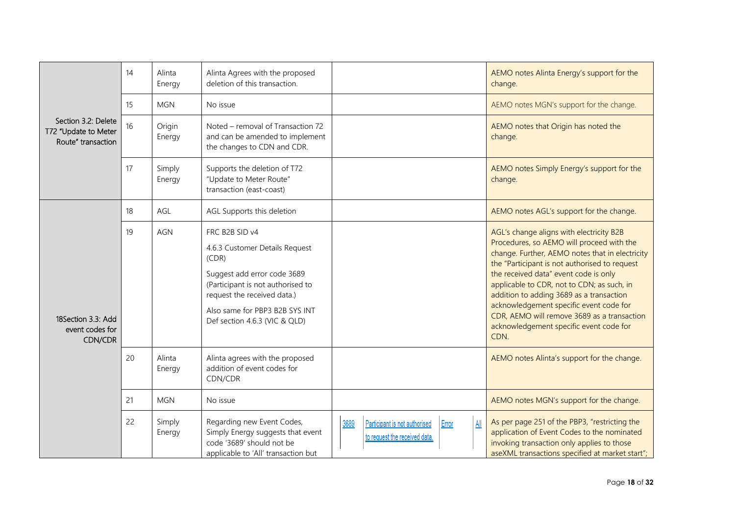| | | | | | |
|---|---|---|---|---|---|
| Section 3.2: Delete T72 "Update to Meter Route" transaction | 14 | Alinta Energy | Alinta Agrees with the proposed deletion of this transaction. | | AEMO notes Alinta Energy's support for the change. |
| | 15 | MGN | No issue | | AEMO notes MGN's support for the change. |
| | 16 | Origin Energy | Noted – removal of Transaction 72 and can be amended to implement the changes to CDN and CDR. | | AEMO notes that Origin has noted the change. |
| | 17 | Simply Energy | Supports the deletion of T72 "Update to Meter Route" transaction (east-coast) | | AEMO notes Simply Energy's support for the change. |
| 18Section 3.3: Add event codes for CDN/CDR | 18 | AGL | AGL Supports this deletion | | AEMO notes AGL's support for the change. |
| | 19 | AGN | FRC B2B SID v4<br><br>4.6.3 Customer Details Request (CDR)<br><br>Suggest add error code 3689 (Participant is not authorised to request the received data.)<br><br>Also same for PBP3 B2B SYS INT Def section 4.6.3 (VIC & QLD) | | AGL's change aligns with electricity B2B Procedures, so AEMO will proceed with the change. Further, AEMO notes that in electricity the "Participant is not authorised to request the received data" event code is only applicable to CDR, not to CDN; as such, in addition to adding 3689 as a transaction acknowledgement specific event code for CDR, AEMO will remove 3689 as a transaction acknowledgement specific event code for CDN. |
| | 20 | Alinta Energy | Alinta agrees with the proposed addition of event codes for CDN/CDR | | AEMO notes Alinta's support for the change. |
| | 21 | MGN | No issue | | AEMO notes MGN's support for the change. |
| | 22 | Simply Energy | Regarding new Event Codes, Simply Energy suggests that event code '3689' should not be applicable to 'All' transaction but | 3689 \| Participant is not authorised to request the received data. \| Error \| All | As per page 251 of the PBP3, "restricting the application of Event Codes to the nominated invoking transaction only applies to those aseXML transactions specified at market start"; |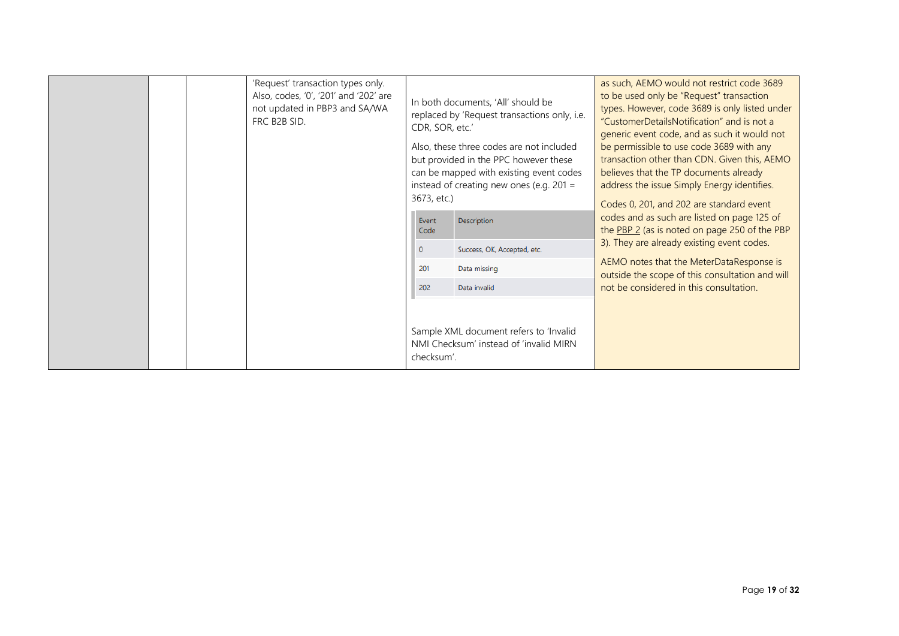| | | | | | |
|---|---|---|---|---|---|
| | | | 'Request' transaction types only. Also, codes, '0', '201' and '202' are not updated in PBP3 and SA/WA FRC B2B SID. | In both documents, 'All' should be replaced by 'Request transactions only, i.e. CDR, SOR, etc.'<br><br>Also, these three codes are not included but provided in the PPC however these can be mapped with existing event codes instead of creating new ones (e.g. 201 = 3673, etc.)<br><br>Event Code / Description:<br>0 – Success, OK, Accepted, etc.<br>201 – Data missing<br>202 – Data invalid<br><br>Sample XML document refers to 'Invalid NMI Checksum' instead of 'invalid MIRN checksum'. | as such, AEMO would not restrict code 3689 to be used only be "Request" transaction types. However, code 3689 is only listed under "CustomerDetailsNotification" and is not a generic event code, and as such it would not be permissible to use code 3689 with any transaction other than CDN. Given this, AEMO believes that the TP documents already address the issue Simply Energy identifies.<br><br>Codes 0, 201, and 202 are standard event codes and as such are listed on page 125 of the PBP 2 (as is noted on page 250 of the PBP 3). They are already existing event codes.<br><br>AEMO notes that the MeterDataResponse is outside the scope of this consultation and will not be considered in this consultation. |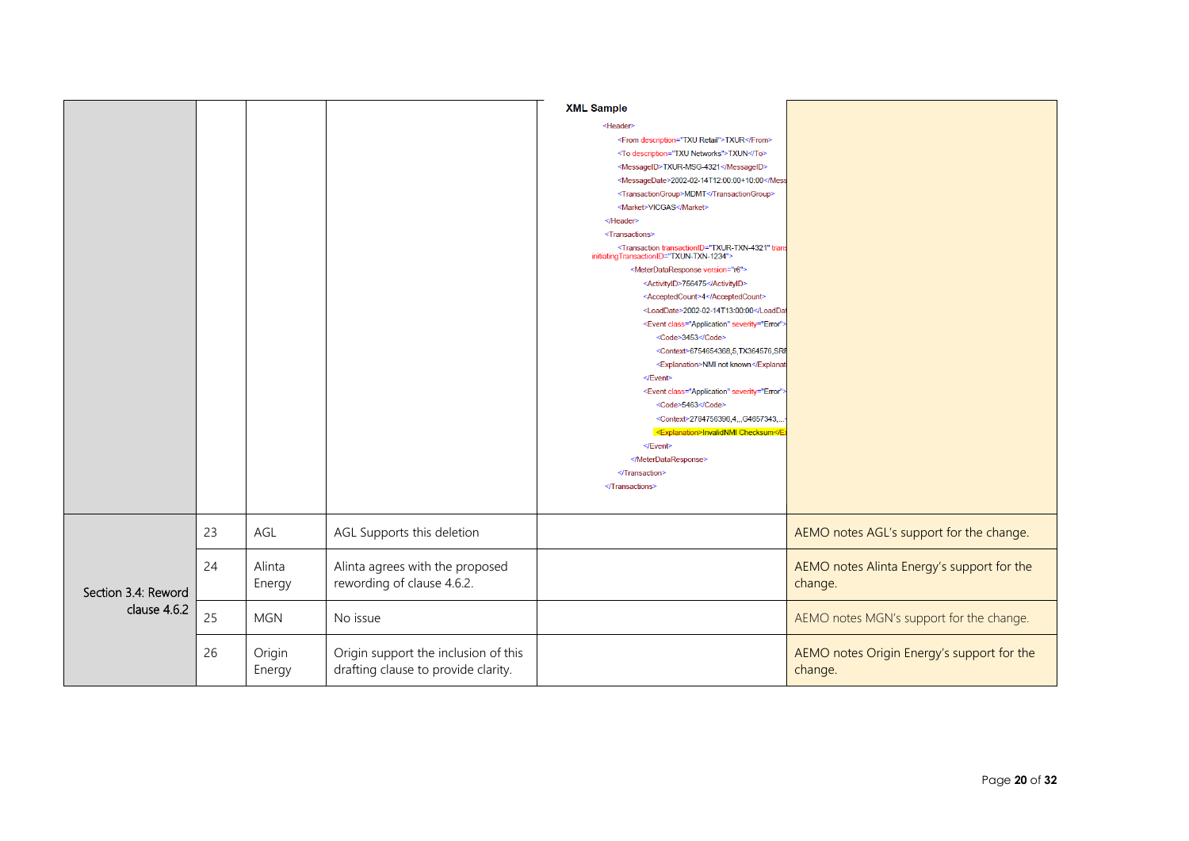| | | | | | |
|---|---|---|---|---|---|
| | | | | **XML Sample**<br>```<Header>```<br>```<From description="TXU Retail">TXUR</From>```<br>```<To description="TXU Networks">TXUN</To>```<br>```<MessageID>TXUR-MSG-4321</MessageID>```<br>```<MessageDate>2002-02-14T12:00:00+10:00</Mess```<br>```<TransactionGroup>MDMT</TransactionGroup>```<br>```<Market>VICGAS</Market>```<br>```</Header>```<br>```<Transactions>```<br>```<Transaction transactionID="TXUR-TXN-4321" trans initiatingTransactionID="TXUN-TXN-1234">```<br>```<MeterDataResponse version="r6">```<br>```<ActivityID>756475</ActivityID>```<br>```<AcceptedCount>4</AcceptedCount>```<br>```<LoadDate>2002-02-14T13:00:00</LoadDat```<br>```<Event class="Application" severity="Error">```<br>```<Code>3453</Code>```<br>```<Context>6754654368,5,TX364576,SRI```<br>```<Explanation>NMI not known</Explanat```<br>```</Event>```<br>```<Event class="Application" severity="Error">```<br>```<Code>5463</Code>```<br>```<Context>2784756396,4,,,G4657343,...```<br>```<Explanation>InvalidNMI Checksum</E```<br>```</Event>```<br>```</MeterDataResponse>```<br>```</Transaction>```<br>```</Transactions>``` | |
| Section 3.4: Reword clause 4.6.2 | 23 | AGL | AGL Supports this deletion | | AEMO notes AGL's support for the change. |
| | 24 | Alinta Energy | Alinta agrees with the proposed rewording of clause 4.6.2. | | AEMO notes Alinta Energy's support for the change. |
| | 25 | MGN | No issue | | AEMO notes MGN's support for the change. |
| | 26 | Origin Energy | Origin support the inclusion of this drafting clause to provide clarity. | | AEMO notes Origin Energy's support for the change. |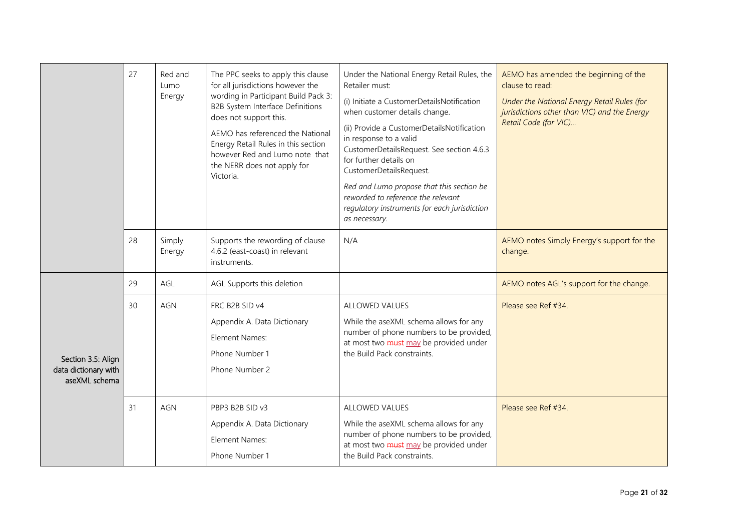| | | | | | |
|---|---|---|---|---|---|
| | 27 | Red and Lumo Energy | The PPC seeks to apply this clause for all jurisdictions however the wording in Participant Build Pack 3: B2B System Interface Definitions does not support this.<br><br>AEMO has referenced the National Energy Retail Rules in this section however Red and Lumo note that the NERR does not apply for Victoria. | Under the National Energy Retail Rules, the Retailer must:<br><br>(i) Initiate a CustomerDetailsNotification when customer details change.<br><br>(ii) Provide a CustomerDetailsNotification in response to a valid CustomerDetailsRequest. See section 4.6.3 for further details on CustomerDetailsRequest.<br><br>*Red and Lumo propose that this section be reworded to reference the relevant regulatory instruments for each jurisdiction as necessary.* | AEMO has amended the beginning of the clause to read:<br><br>*Under the National Energy Retail Rules (for jurisdictions other than VIC) and the Energy Retail Code (for VIC)…* |
| | 28 | Simply Energy | Supports the rewording of clause 4.6.2 (east-coast) in relevant instruments. | N/A | AEMO notes Simply Energy's support for the change. |
| Section 3.5: Align data dictionary with aseXML schema | 29 | AGL | AGL Supports this deletion | | AEMO notes AGL's support for the change. |
| | 30 | AGN | FRC B2B SID v4<br><br>Appendix A. Data Dictionary<br><br>Element Names:<br><br>Phone Number 1<br><br>Phone Number 2 | ALLOWED VALUES<br><br>While the aseXML schema allows for any number of phone numbers to be provided, at most two ~~must~~ may be provided under the Build Pack constraints. | Please see Ref #34. |
| | 31 | AGN | PBP3 B2B SID v3<br><br>Appendix A. Data Dictionary<br><br>Element Names:<br><br>Phone Number 1 | ALLOWED VALUES<br><br>While the aseXML schema allows for any number of phone numbers to be provided, at most two ~~must~~ may be provided under the Build Pack constraints. | Please see Ref #34. |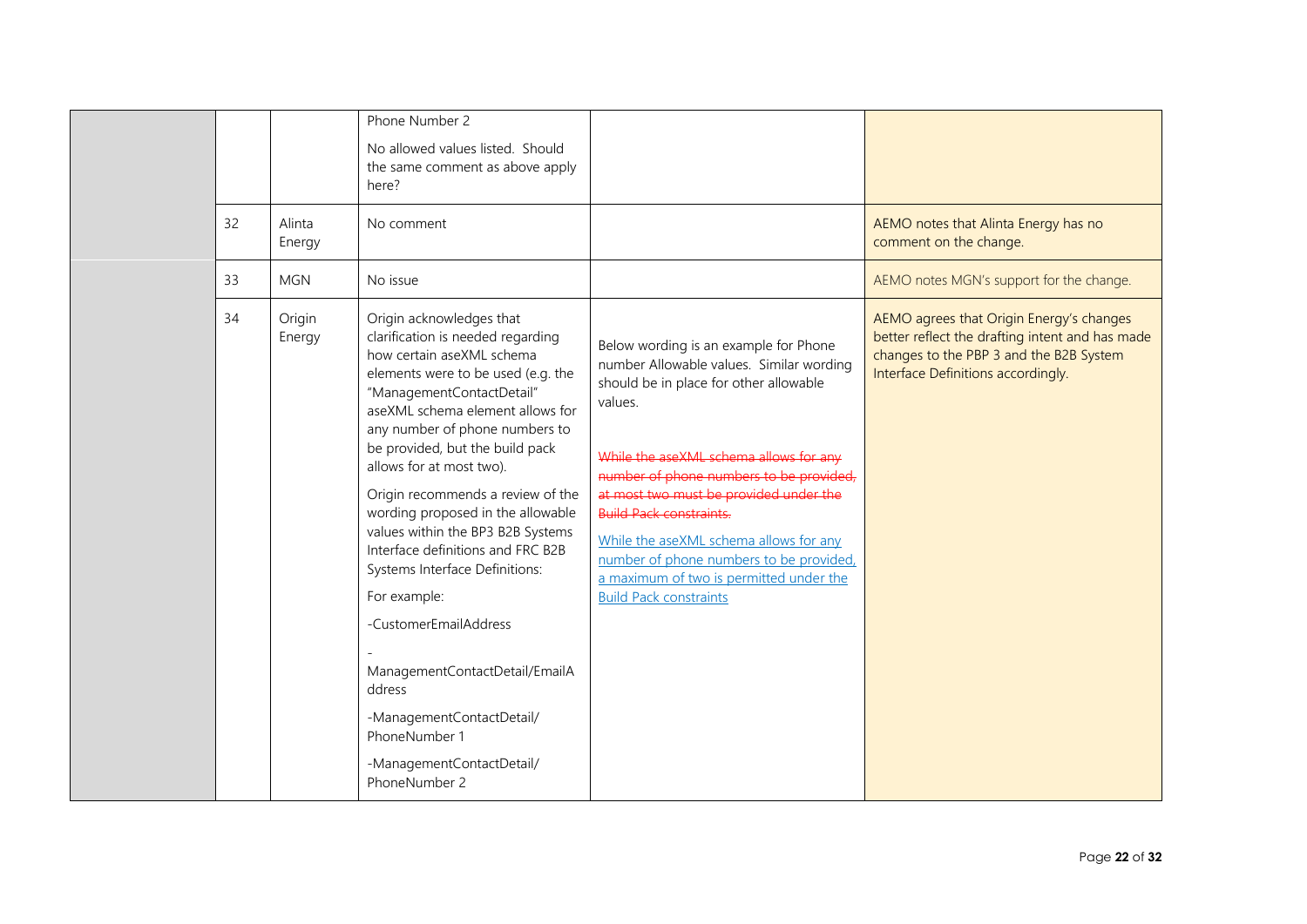| | | | | | |
|---|---|---|---|---|---|
| | | | Phone Number 2<br><br>No allowed values listed. Should the same comment as above apply here? | | |
| | 32 | Alinta Energy | No comment | | AEMO notes that Alinta Energy has no comment on the change. |
| | 33 | MGN | No issue | | AEMO notes MGN's support for the change. |
| | 34 | Origin Energy | Origin acknowledges that clarification is needed regarding how certain aseXML schema elements were to be used (e.g. the "ManagementContactDetail" aseXML schema element allows for any number of phone numbers to be provided, but the build pack allows for at most two).<br><br>Origin recommends a review of the wording proposed in the allowable values within the BP3 B2B Systems Interface definitions and FRC B2B Systems Interface Definitions:<br><br>For example:<br><br>-CustomerEmailAddress<br><br>-ManagementContactDetail/EmailAddress<br><br>-ManagementContactDetail/PhoneNumber 1<br><br>-ManagementContactDetail/PhoneNumber 2 | Below wording is an example for Phone number Allowable values. Similar wording should be in place for other allowable values.<br><br>~~While the aseXML schema allows for any number of phone numbers to be provided, at most two must be provided under the Build Pack constraints.~~<br><br><u>While the aseXML schema allows for any number of phone numbers to be provided, a maximum of two is permitted under the Build Pack constraints</u> | AEMO agrees that Origin Energy's changes better reflect the drafting intent and has made changes to the PBP 3 and the B2B System Interface Definitions accordingly. |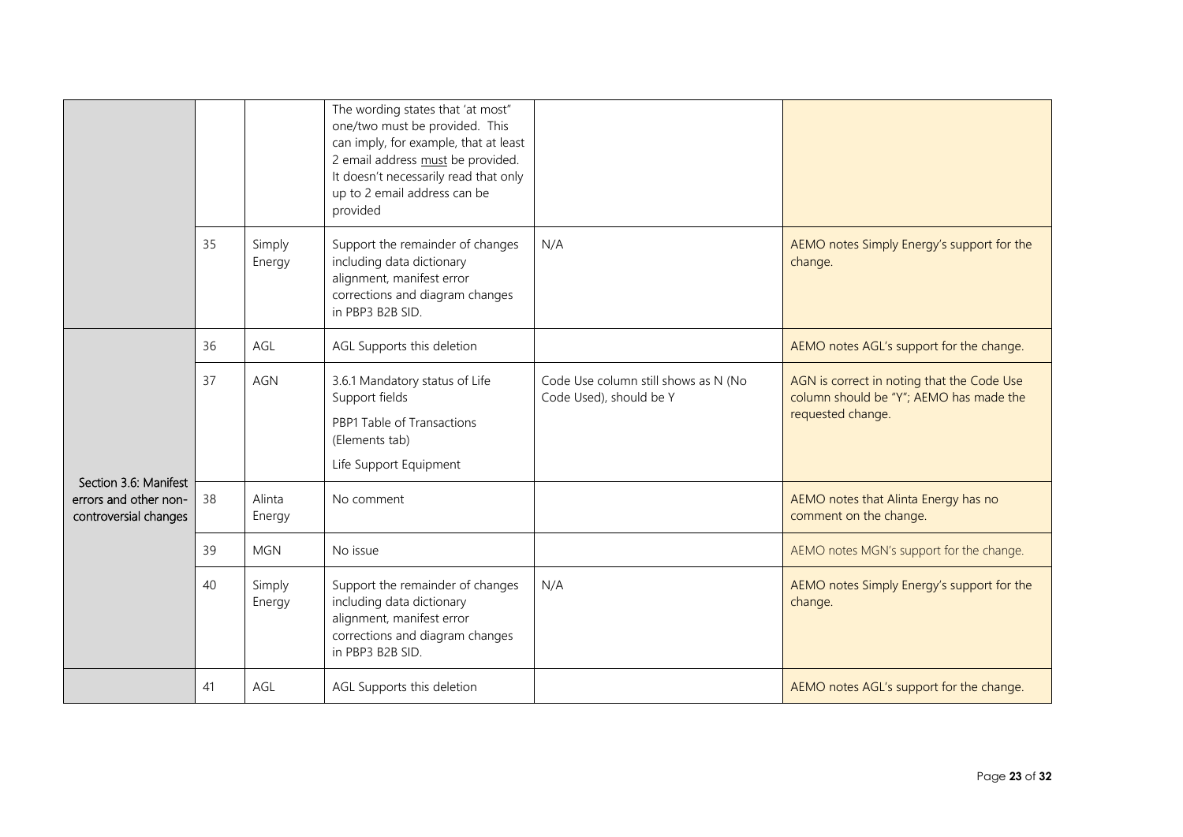| | | | | | |
|---|---|---|---|---|---|
| | | | The wording states that 'at most" one/two must be provided. This can imply, for example, that at least 2 email address must be provided. It doesn't necessarily read that only up to 2 email address can be provided | | |
| | 35 | Simply Energy | Support the remainder of changes including data dictionary alignment, manifest error corrections and diagram changes in PBP3 B2B SID. | N/A | AEMO notes Simply Energy's support for the change. |
| Section 3.6: Manifest errors and other non-controversial changes | 36 | AGL | AGL Supports this deletion | | AEMO notes AGL's support for the change. |
| | 37 | AGN | 3.6.1 Mandatory status of Life Support fields<br><br>PBP1 Table of Transactions (Elements tab)<br><br>Life Support Equipment | Code Use column still shows as N (No Code Used), should be Y | AGN is correct in noting that the Code Use column should be "Y"; AEMO has made the requested change. |
| | 38 | Alinta Energy | No comment | | AEMO notes that Alinta Energy has no comment on the change. |
| | 39 | MGN | No issue | | AEMO notes MGN's support for the change. |
| | 40 | Simply Energy | Support the remainder of changes including data dictionary alignment, manifest error corrections and diagram changes in PBP3 B2B SID. | N/A | AEMO notes Simply Energy's support for the change. |
| | 41 | AGL | AGL Supports this deletion | | AEMO notes AGL's support for the change. |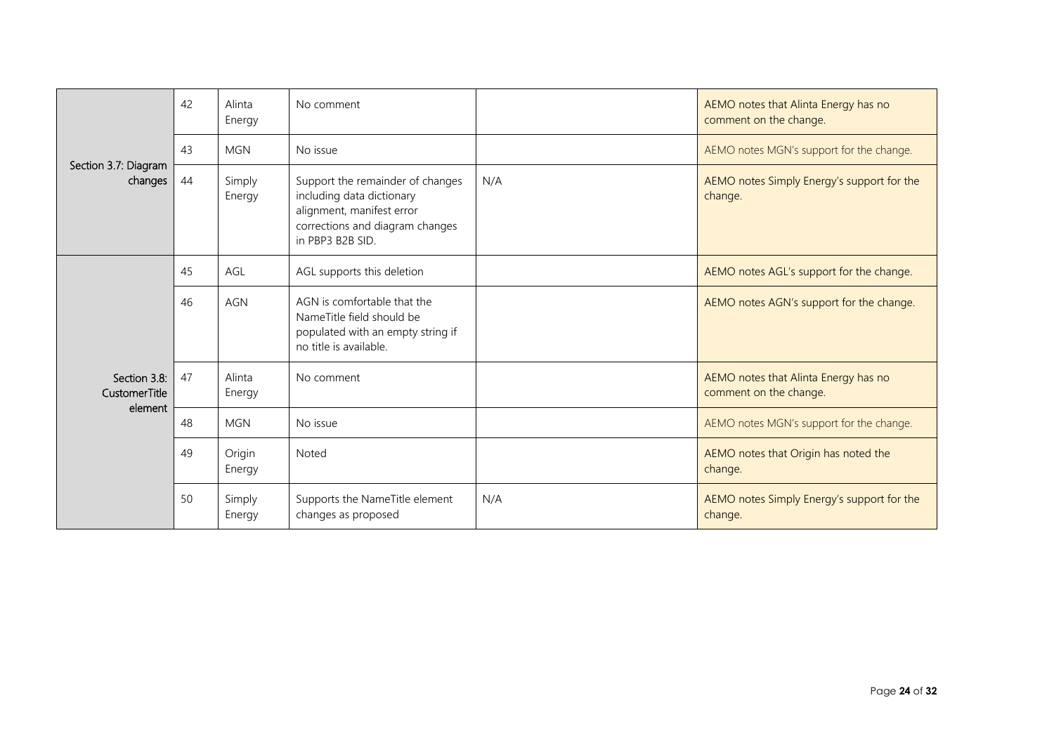| Section 3.7: Diagram changes | 42 | Alinta Energy | No comment | | AEMO notes that Alinta Energy has no comment on the change. |
|---|---|---|---|---|---|
| | 43 | MGN | No issue | | AEMO notes MGN's support for the change. |
| | 44 | Simply Energy | Support the remainder of changes including data dictionary alignment, manifest error corrections and diagram changes in PBP3 B2B SID. | N/A | AEMO notes Simply Energy's support for the change. |
| Section 3.8: CustomerTitle element | 45 | AGL | AGL supports this deletion | | AEMO notes AGL's support for the change. |
| | 46 | AGN | AGN is comfortable that the NameTitle field should be populated with an empty string if no title is available. | | AEMO notes AGN's support for the change. |
| | 47 | Alinta Energy | No comment | | AEMO notes that Alinta Energy has no comment on the change. |
| | 48 | MGN | No issue | | AEMO notes MGN's support for the change. |
| | 49 | Origin Energy | Noted | | AEMO notes that Origin has noted the change. |
| | 50 | Simply Energy | Supports the NameTitle element changes as proposed | N/A | AEMO notes Simply Energy's support for the change. |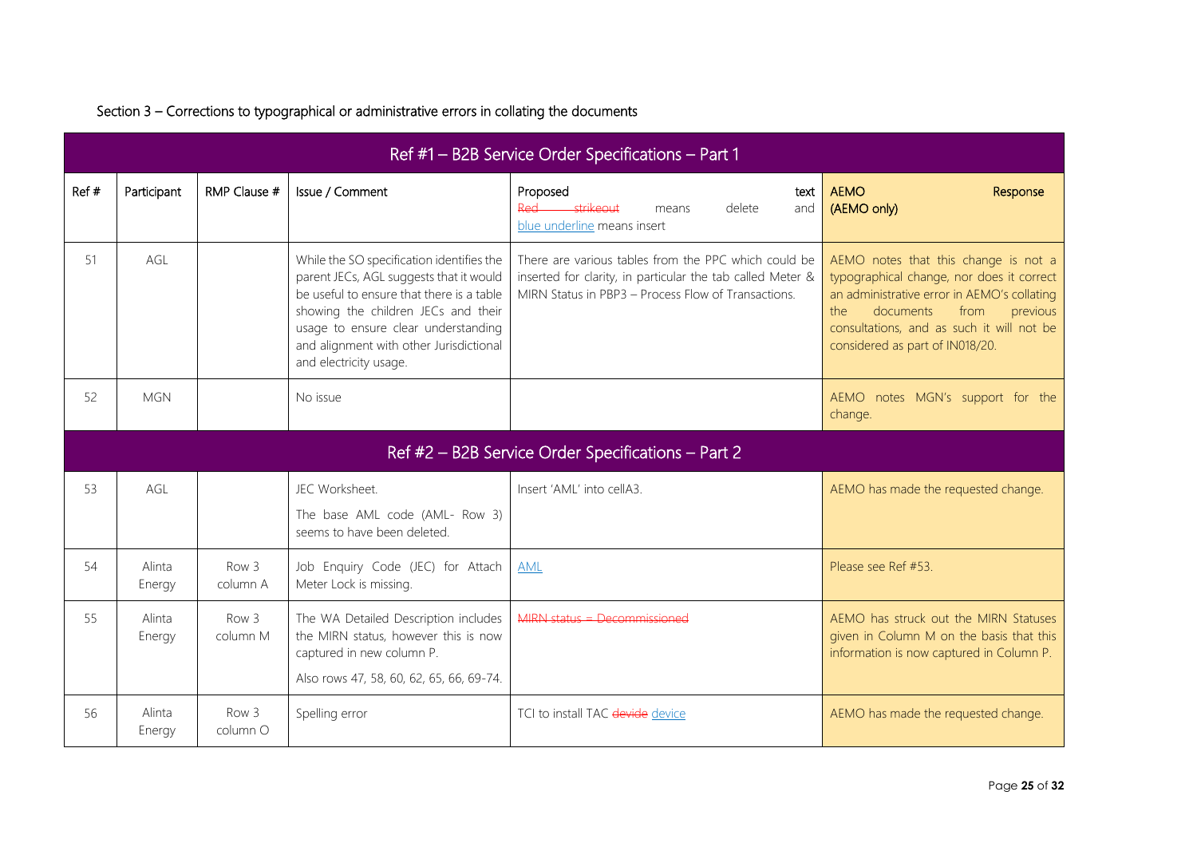Section 3 – Corrections to typographical or administrative errors in collating the documents

| Ref # | Participant | RMP Clause # | Issue / Comment | Proposed text<br>~~Red strikeout~~ means delete and <u>blue underline</u> means insert | AEMO Response (AEMO only) |
|---|---|---|---|---|---|
| **Ref #1 – B2B Service Order Specifications – Part 1** | | | | | |
| 51 | AGL | | While the SO specification identifies the parent JECs, AGL suggests that it would be useful to ensure that there is a table showing the children JECs and their usage to ensure clear understanding and alignment with other Jurisdictional and electricity usage. | There are various tables from the PPC which could be inserted for clarity, in particular the tab called Meter & MIRN Status in PBP3 – Process Flow of Transactions. | AEMO notes that this change is not a typographical change, nor does it correct an administrative error in AEMO's collating the documents from previous consultations, and as such it will not be considered as part of IN018/20. |
| 52 | MGN | | No issue | | AEMO notes MGN's support for the change. |
| **Ref #2 – B2B Service Order Specifications – Part 2** | | | | | |
| 53 | AGL | | JEC Worksheet.<br>The base AML code (AML- Row 3) seems to have been deleted. | Insert 'AML' into cellA3. | AEMO has made the requested change. |
| 54 | Alinta Energy | Row 3 column A | Job Enquiry Code (JEC) for Attach Meter Lock is missing. | <u>AML</u> | Please see Ref #53. |
| 55 | Alinta Energy | Row 3 column M | The WA Detailed Description includes the MIRN status, however this is now captured in new column P.<br>Also rows 47, 58, 60, 62, 65, 66, 69-74. | ~~MIRN status = Decommissioned~~ | AEMO has struck out the MIRN Statuses given in Column M on the basis that this information is now captured in Column P. |
| 56 | Alinta Energy | Row 3 column O | Spelling error | TCI to install TAC ~~devide~~ <u>device</u> | AEMO has made the requested change. |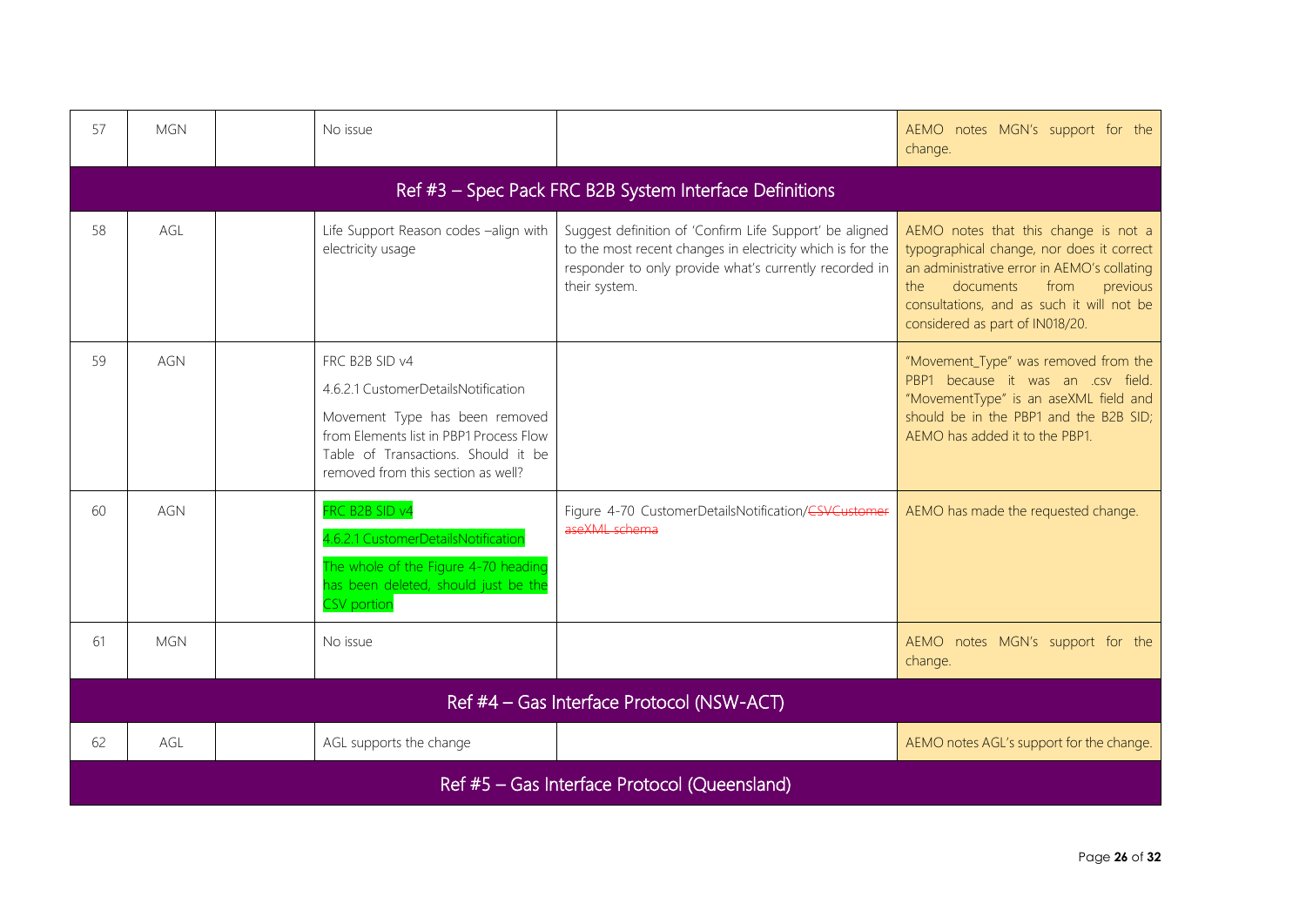| 57 | MGN | | No issue | | AEMO notes MGN's support for the change. |
|---|---|---|---|---|---|
| **Ref #3 – Spec Pack FRC B2B System Interface Definitions** | | | | | |
| 58 | AGL | | Life Support Reason codes –align with electricity usage | Suggest definition of 'Confirm Life Support' be aligned to the most recent changes in electricity which is for the responder to only provide what's currently recorded in their system. | AEMO notes that this change is not a typographical change, nor does it correct an administrative error in AEMO's collating the documents from previous consultations, and as such it will not be considered as part of IN018/20. |
| 59 | AGN | | FRC B2B SID v4<br>4.6.2.1 CustomerDetailsNotification<br>Movement Type has been removed from Elements list in PBP1 Process Flow Table of Transactions. Should it be removed from this section as well? | | "Movement_Type" was removed from the PBP1 because it was an .csv field. "MovementType" is an aseXML field and should be in the PBP1 and the B2B SID; AEMO has added it to the PBP1. |
| 60 | AGN | | FRC B2B SID v4<br>4.6.2.1 CustomerDetailsNotification<br>The whole of the Figure 4-70 heading has been deleted, should just be the CSV portion | Figure 4-70 CustomerDetailsNotification/~~CSVCustomer aseXML schema~~ | AEMO has made the requested change. |
| 61 | MGN | | No issue | | AEMO notes MGN's support for the change. |
| **Ref #4 – Gas Interface Protocol (NSW-ACT)** | | | | | |
| 62 | AGL | | AGL supports the change | | AEMO notes AGL's support for the change. |
| **Ref #5 – Gas Interface Protocol (Queensland)** | | | | | |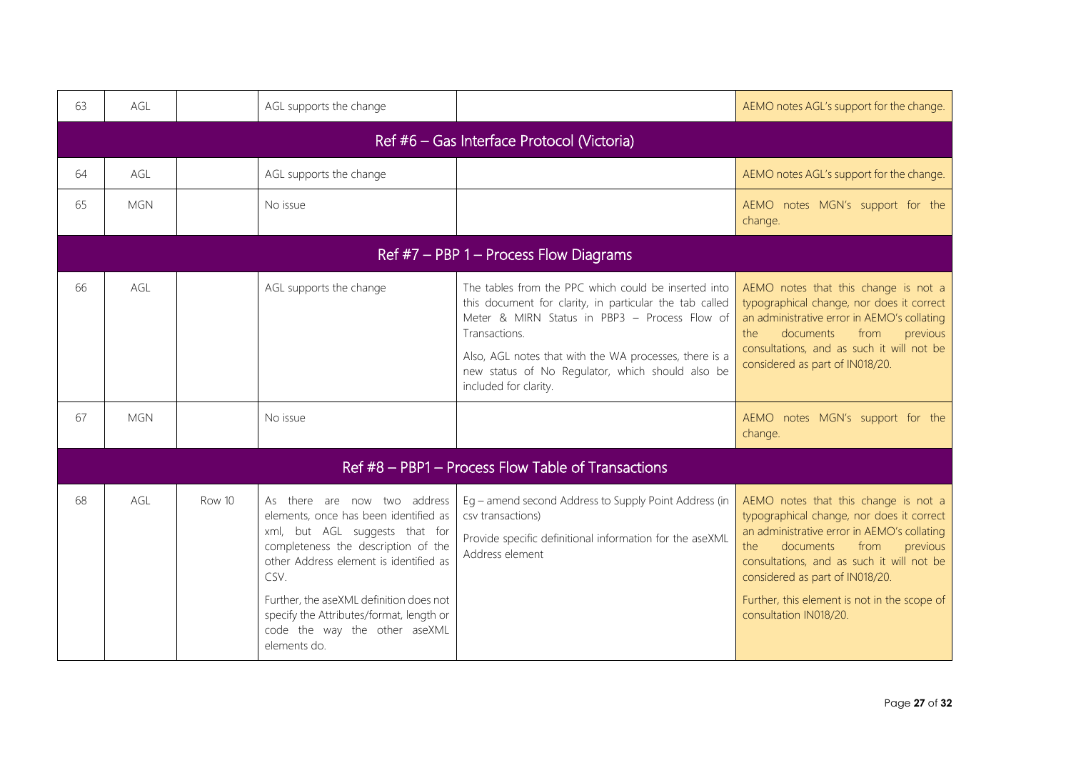| | | | | | |
|---|---|---|---|---|---|
| 63 | AGL | | AGL supports the change | | AEMO notes AGL's support for the change. |
| **Ref #6 – Gas Interface Protocol (Victoria)** | | | | | |
| 64 | AGL | | AGL supports the change | | AEMO notes AGL's support for the change. |
| 65 | MGN | | No issue | | AEMO notes MGN's support for the change. |
| **Ref #7 – PBP 1 – Process Flow Diagrams** | | | | | |
| 66 | AGL | | AGL supports the change | The tables from the PPC which could be inserted into this document for clarity, in particular the tab called Meter & MIRN Status in PBP3 – Process Flow of Transactions.<br><br>Also, AGL notes that with the WA processes, there is a new status of No Regulator, which should also be included for clarity. | AEMO notes that this change is not a typographical change, nor does it correct an administrative error in AEMO's collating the documents from previous consultations, and as such it will not be considered as part of IN018/20. |
| 67 | MGN | | No issue | | AEMO notes MGN's support for the change. |
| **Ref #8 – PBP1 – Process Flow Table of Transactions** | | | | | |
| 68 | AGL | Row 10 | As there are now two address elements, once has been identified as xml, but AGL suggests that for completeness the description of the other Address element is identified as CSV.<br><br>Further, the aseXML definition does not specify the Attributes/format, length or code the way the other aseXML elements do. | Eg – amend second Address to Supply Point Address (in csv transactions)<br><br>Provide specific definitional information for the aseXML Address element | AEMO notes that this change is not a typographical change, nor does it correct an administrative error in AEMO's collating the documents from previous consultations, and as such it will not be considered as part of IN018/20.<br><br>Further, this element is not in the scope of consultation IN018/20. |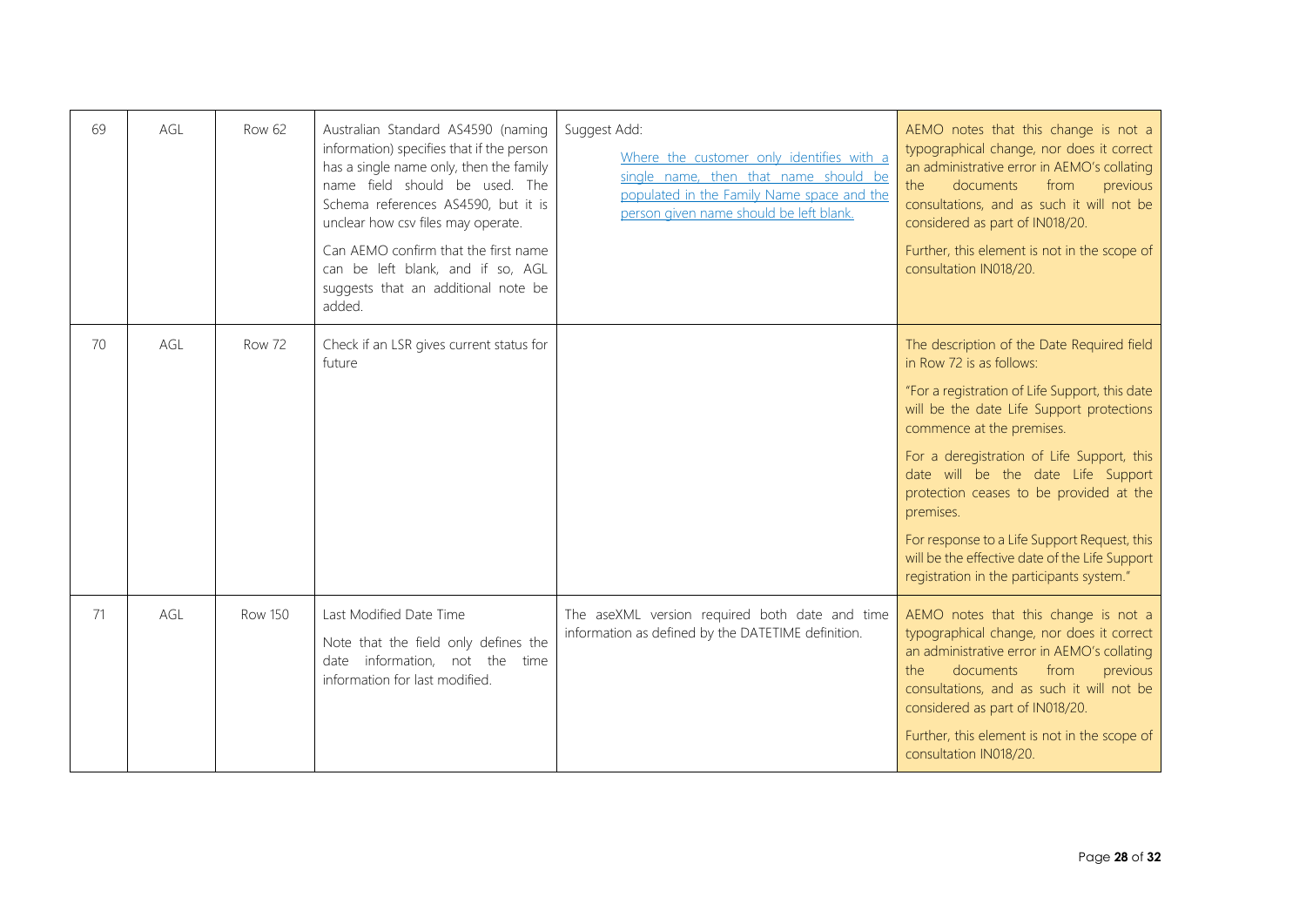| 69 | AGL | Row 62 | Australian Standard AS4590 (naming information) specifies that if the person has a single name only, then the family name field should be used. The Schema references AS4590, but it is unclear how csv files may operate.<br><br>Can AEMO confirm that the first name can be left blank, and if so, AGL suggests that an additional note be added. | Suggest Add:<br><br>Where the customer only identifies with a single name, then that name should be populated in the Family Name space and the person given name should be left blank. | AEMO notes that this change is not a typographical change, nor does it correct an administrative error in AEMO's collating the documents from previous consultations, and as such it will not be considered as part of IN018/20.<br><br>Further, this element is not in the scope of consultation IN018/20. |
|---|---|---|---|---|---|
| 70 | AGL | Row 72 | Check if an LSR gives current status for future | | The description of the Date Required field in Row 72 is as follows:<br><br>"For a registration of Life Support, this date will be the date Life Support protections commence at the premises.<br><br>For a deregistration of Life Support, this date will be the date Life Support protection ceases to be provided at the premises.<br><br>For response to a Life Support Request, this will be the effective date of the Life Support registration in the participants system." |
| 71 | AGL | Row 150 | Last Modified Date Time<br><br>Note that the field only defines the date information, not the time information for last modified. | The aseXML version required both date and time information as defined by the DATETIME definition. | AEMO notes that this change is not a typographical change, nor does it correct an administrative error in AEMO's collating the documents from previous consultations, and as such it will not be considered as part of IN018/20.<br><br>Further, this element is not in the scope of consultation IN018/20. |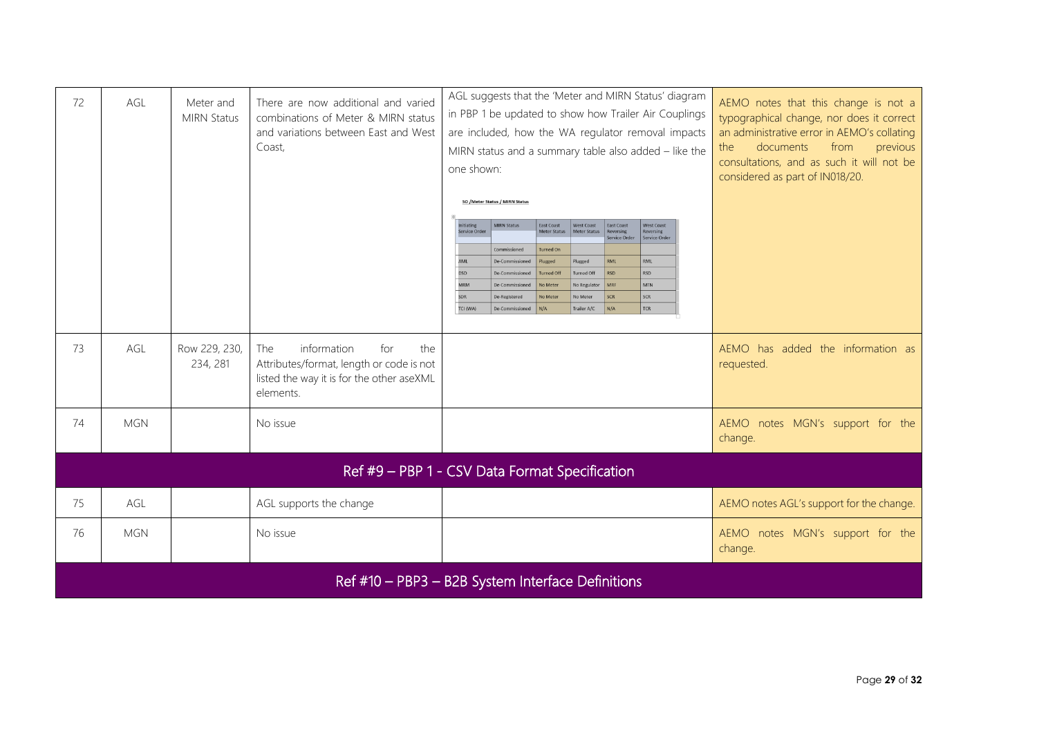| | | | | | |
|---|---|---|---|---|---|
| 72 | AGL | Meter and MIRN Status | There are now additional and varied combinations of Meter & MIRN status and variations between East and West Coast, | AGL suggests that the 'Meter and MIRN Status' diagram in PBP 1 be updated to show how Trailer Air Couplings are included, how the WA regulator removal impacts MIRN status and a summary table also added – like the one shown:<br><br>SO /Meter Status / MIRN Status<br>Initiating Service Order / MIRN Status / East Coast Meter Status / West Coast Meter Status / East Coast Reversing Service Order / West Coast Reversing Service Order<br> / Commissioned / Turned On / / / <br>AML / De-Commissioned / Plugged / Plugged / RML / RML<br>DSD / De-Commissioned / Turned Off / Turned Off / RSD / RSD<br>MRM / De-Commissioned / No Meter / No Regulator / MRF / MTN<br>SDR / De-Registered / No Meter / No Meter / SCR / SCR<br>TCI (WA) / De-Commissioned / N/A / Trailer A/C / N/A / TCR | AEMO notes that this change is not a typographical change, nor does it correct an administrative error in AEMO's collating the documents from previous consultations, and as such it will not be considered as part of IN018/20. |
| 73 | AGL | Row 229, 230, 234, 281 | The information for the Attributes/format, length or code is not listed the way it is for the other aseXML elements. | | AEMO has added the information as requested. |
| 74 | MGN | | No issue | | AEMO notes MGN's support for the change. |
| **Ref #9 – PBP 1 - CSV Data Format Specification** | | | | | |
| 75 | AGL | | AGL supports the change | | AEMO notes AGL's support for the change. |
| 76 | MGN | | No issue | | AEMO notes MGN's support for the change. |
| **Ref #10 – PBP3 – B2B System Interface Definitions** | | | | | |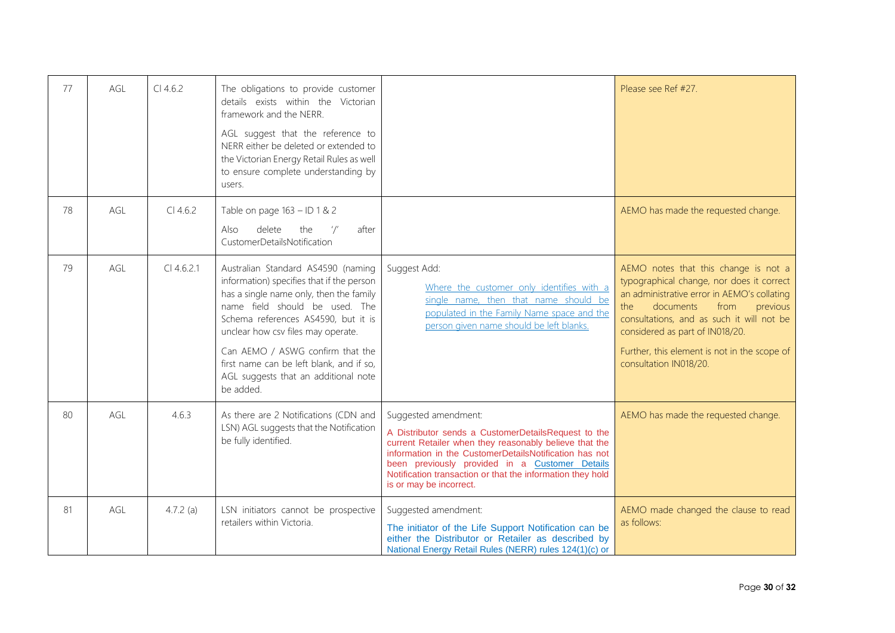| 77 | AGL | Cl 4.6.2 | The obligations to provide customer details exists within the Victorian framework and the NERR.<br><br>AGL suggest that the reference to NERR either be deleted or extended to the Victorian Energy Retail Rules as well to ensure complete understanding by users. | | Please see Ref #27. |
|---|---|---|---|---|---|
| 78 | AGL | Cl 4.6.2 | Table on page 163 – ID 1 & 2<br><br>Also delete the '/' after CustomerDetailsNotification | | AEMO has made the requested change. |
| 79 | AGL | Cl 4.6.2.1 | Australian Standard AS4590 (naming information) specifies that if the person has a single name only, then the family name field should be used. The Schema references AS4590, but it is unclear how csv files may operate.<br><br>Can AEMO / ASWG confirm that the first name can be left blank, and if so, AGL suggests that an additional note be added. | Suggest Add:<br><br>Where the customer only identifies with a single name, then that name should be populated in the Family Name space and the person given name should be left blanks. | AEMO notes that this change is not a typographical change, nor does it correct an administrative error in AEMO's collating the documents from previous consultations, and as such it will not be considered as part of IN018/20.<br><br>Further, this element is not in the scope of consultation IN018/20. |
| 80 | AGL | 4.6.3 | As there are 2 Notifications (CDN and LSN) AGL suggests that the Notification be fully identified. | Suggested amendment:<br><br>A Distributor sends a CustomerDetailsRequest to the current Retailer when they reasonably believe that the information in the CustomerDetailsNotification has not been previously provided in a Customer Details Notification transaction or that the information they hold is or may be incorrect. | AEMO has made the requested change. |
| 81 | AGL | 4.7.2 (a) | LSN initiators cannot be prospective retailers within Victoria. | Suggested amendment:<br><br>The initiator of the Life Support Notification can be either the Distributor or Retailer as described by National Energy Retail Rules (NERR) rules 124(1)(c) or | AEMO made changed the clause to read as follows: |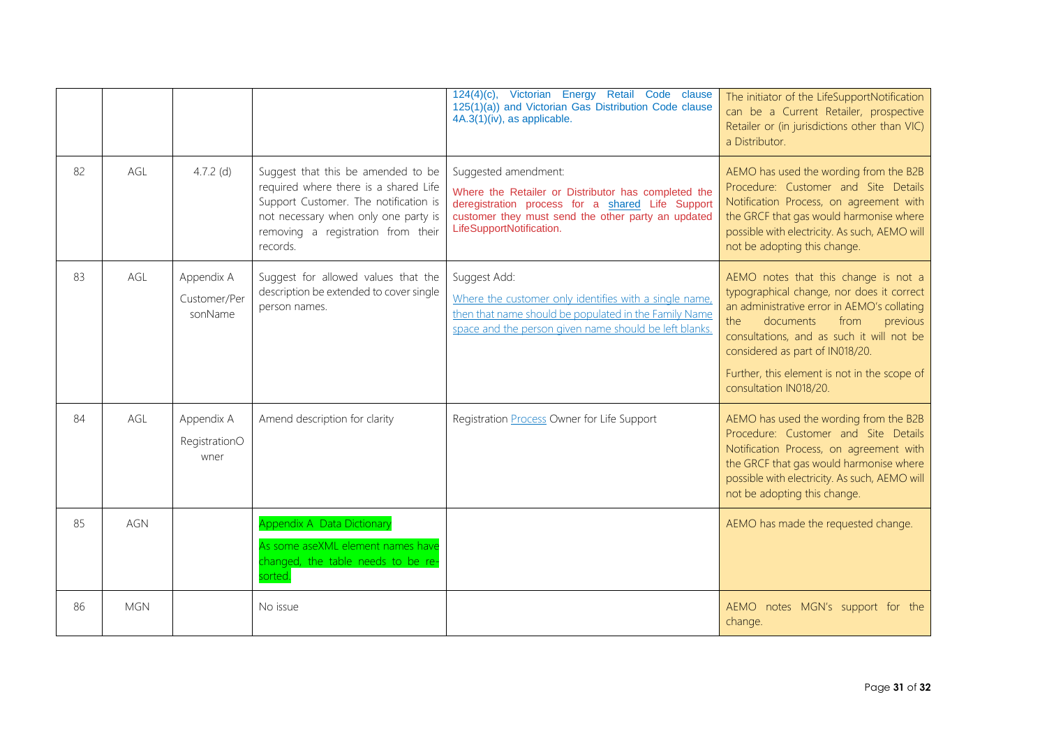|  |  |  |  |  |  |
|---|---|---|---|---|---|
|  |  |  |  | 124(4)(c), Victorian Energy Retail Code clause 125(1)(a)) and Victorian Gas Distribution Code clause 4A.3(1)(iv), as applicable. | The initiator of the LifeSupportNotification can be a Current Retailer, prospective Retailer or (in jurisdictions other than VIC) a Distributor. |
| 82 | AGL | 4.7.2 (d) | Suggest that this be amended to be required where there is a shared Life Support Customer. The notification is not necessary when only one party is removing a registration from their records. | Suggested amendment:<br>Where the Retailer or Distributor has completed the deregistration process for a shared Life Support customer they must send the other party an updated LifeSupportNotification. | AEMO has used the wording from the B2B Procedure: Customer and Site Details Notification Process, on agreement with the GRCF that gas would harmonise where possible with electricity. As such, AEMO will not be adopting this change. |
| 83 | AGL | Appendix A Customer/PersonName | Suggest for allowed values that the description be extended to cover single person names. | Suggest Add:<br>Where the customer only identifies with a single name, then that name should be populated in the Family Name space and the person given name should be left blanks. | AEMO notes that this change is not a typographical change, nor does it correct an administrative error in AEMO's collating the documents from previous consultations, and as such it will not be considered as part of IN018/20.<br>Further, this element is not in the scope of consultation IN018/20. |
| 84 | AGL | Appendix A RegistrationOwner | Amend description for clarity | Registration Process Owner for Life Support | AEMO has used the wording from the B2B Procedure: Customer and Site Details Notification Process, on agreement with the GRCF that gas would harmonise where possible with electricity. As such, AEMO will not be adopting this change. |
| 85 | AGN |  | Appendix A Data Dictionary<br>As some aseXML element names have changed, the table needs to be re-sorted. |  | AEMO has made the requested change. |
| 86 | MGN |  | No issue |  | AEMO notes MGN's support for the change. |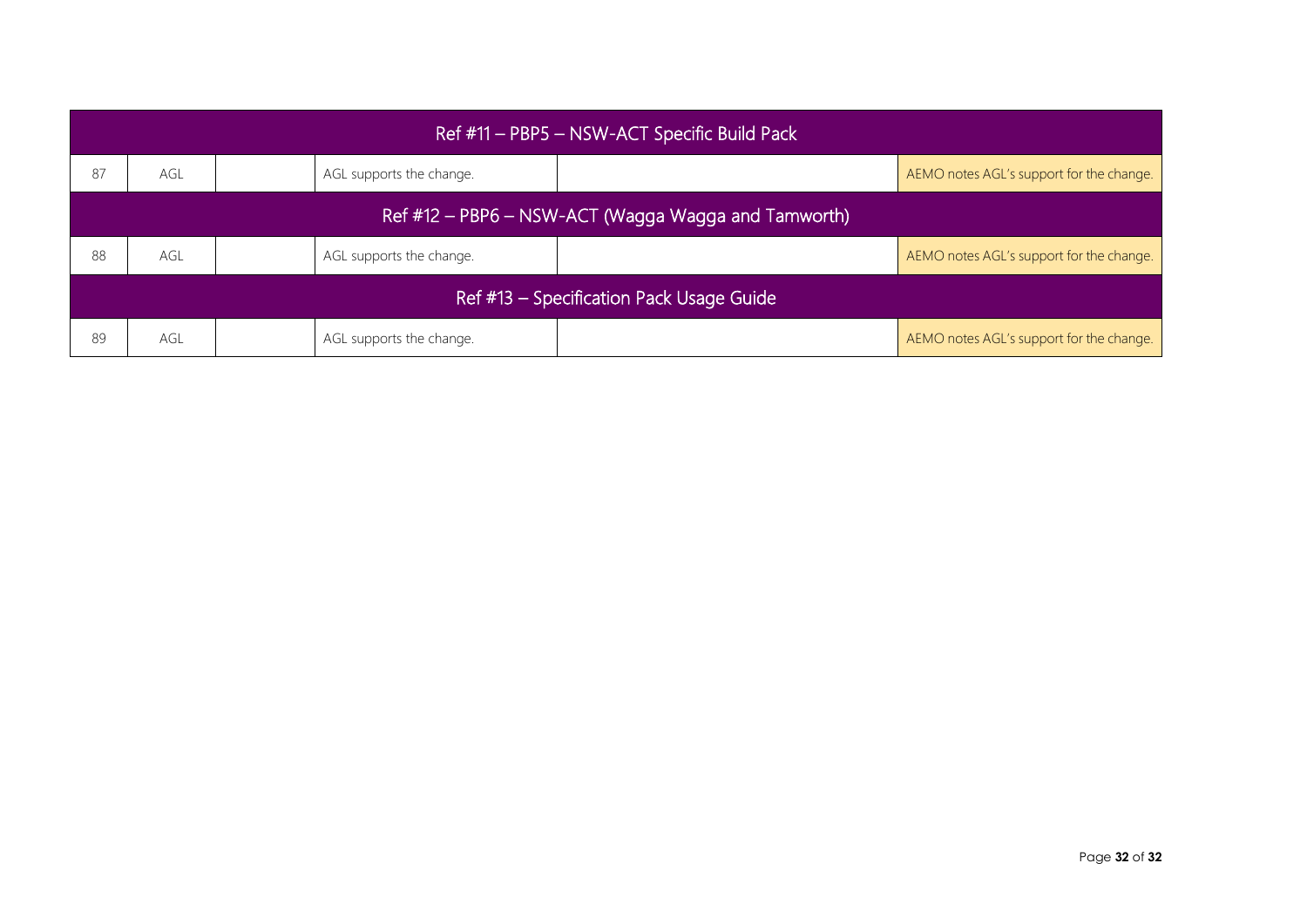| | | | | | |
|---|---|---|---|---|---|
| **Ref #11 – PBP5 – NSW-ACT Specific Build Pack** | | | | | |
| 87 | AGL | | AGL supports the change. | | AEMO notes AGL's support for the change. |
| **Ref #12 – PBP6 – NSW-ACT (Wagga Wagga and Tamworth)** | | | | | |
| 88 | AGL | | AGL supports the change. | | AEMO notes AGL's support for the change. |
| **Ref #13 – Specification Pack Usage Guide** | | | | | |
| 89 | AGL | | AGL supports the change. | | AEMO notes AGL's support for the change. |